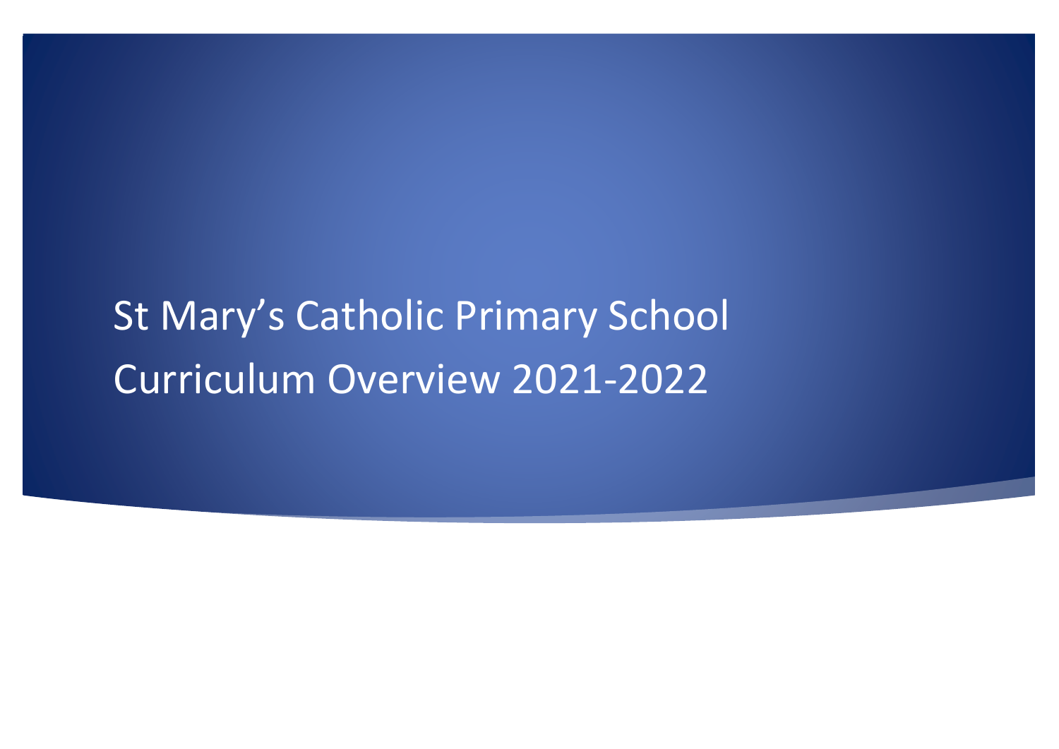# St Mary’s Catholic Primary School
# Curriculum Overview 2021-2022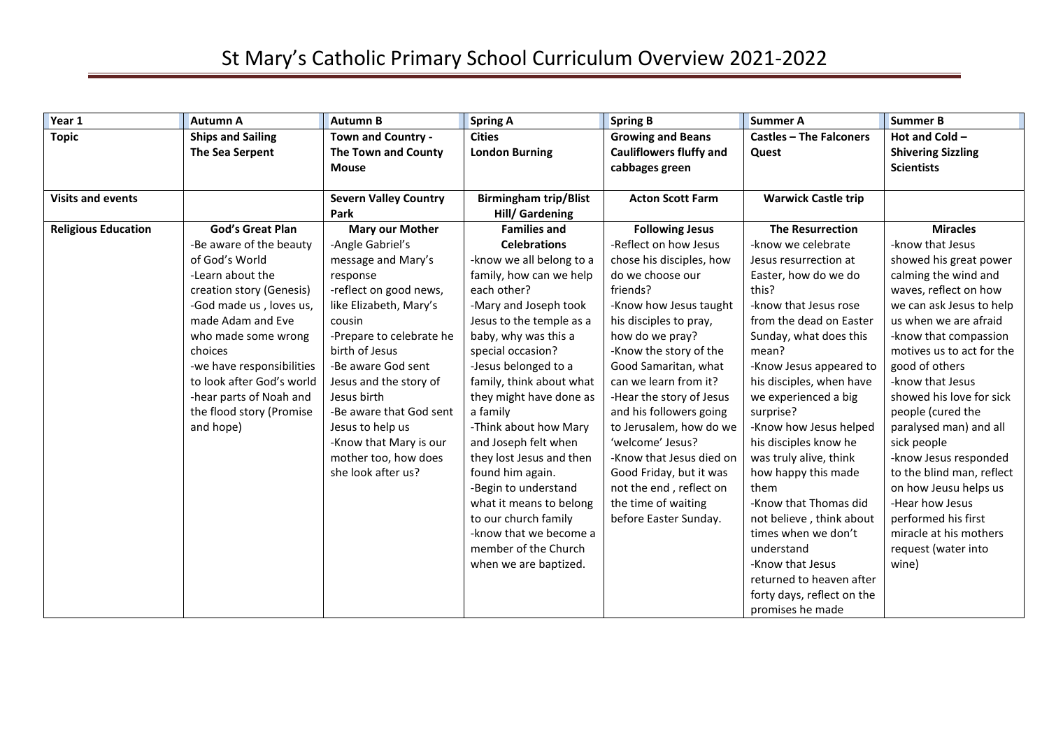# St Mary's Catholic Primary School Curriculum Overview 2021-2022

| Year 1 | Autumn A | Autumn B | Spring A | Spring B | Summer A | Summer B |
|---|---|---|---|---|---|---|
| **Topic** | **Ships and Sailing The Sea Serpent** | **Town and Country - The Town and County Mouse** | **Cities London Burning** | **Growing and Beans Cauliflowers fluffy and cabbages green** | **Castles – The Falconers Quest** | **Hot and Cold – Shivering Sizzling Scientists** |
| **Visits and events** | | **Severn Valley Country Park** | **Birmingham trip/Blist Hill/ Gardening** | **Acton Scott Farm** | **Warwick Castle trip** | |
| **Religious Education** | **God's Great Plan**<br>-Be aware of the beauty of God's World<br>-Learn about the creation story (Genesis)<br>-God made us , loves us, made Adam and Eve who made some wrong choices<br>-we have responsibilities to look after God's world<br>-hear parts of Noah and the flood story (Promise and hope) | **Mary our Mother**<br>-Angle Gabriel's message and Mary's response<br>-reflect on good news, like Elizabeth, Mary's cousin<br>-Prepare to celebrate he birth of Jesus<br>-Be aware God sent Jesus and the story of Jesus birth<br>-Be aware that God sent Jesus to help us<br>-Know that Mary is our mother too, how does she look after us? | **Families and Celebrations**<br>-know we all belong to a family, how can we help each other?<br>-Mary and Joseph took Jesus to the temple as a baby, why was this a special occasion?<br>-Jesus belonged to a family, think about what they might have done as a family<br>-Think about how Mary and Joseph felt when they lost Jesus and then found him again.<br>-Begin to understand what it means to belong to our church family<br>-know that we become a member of the Church when we are baptized. | **Following Jesus**<br>-Reflect on how Jesus chose his disciples, how do we choose our friends?<br>-Know how Jesus taught his disciples to pray, how do we pray?<br>-Know the story of the Good Samaritan, what can we learn from it?<br>-Hear the story of Jesus and his followers going to Jerusalem, how do we 'welcome' Jesus?<br>-Know that Jesus died on Good Friday, but it was not the end , reflect on the time of waiting before Easter Sunday. | **The Resurrection**<br>-know we celebrate Jesus resurrection at Easter, how do we do this?<br>-know that Jesus rose from the dead on Easter Sunday, what does this mean?<br>-Know Jesus appeared to his disciples, when have we experienced a big surprise?<br>-Know how Jesus helped his disciples know he was truly alive, think how happy this made them<br>-Know that Thomas did not believe , think about times when we don't understand<br>-Know that Jesus returned to heaven after forty days, reflect on the promises he made | **Miracles**<br>-know that Jesus showed his great power calming the wind and waves, reflect on how we can ask Jesus to help us when we are afraid<br>-know that compassion motives us to act for the good of others<br>-know that Jesus showed his love for sick people (cured the paralysed man) and all sick people<br>-know Jesus responded to the blind man, reflect on how Jeusu helps us<br>-Hear how Jesus performed his first miracle at his mothers request (water into wine) |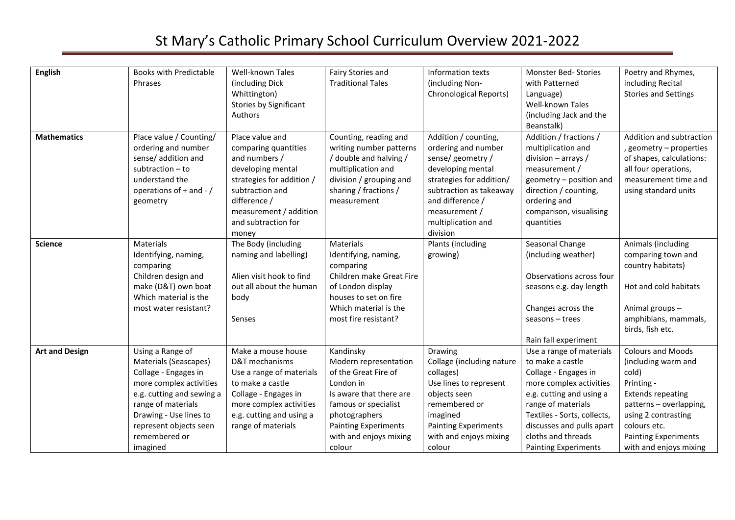# St Mary's Catholic Primary School Curriculum Overview 2021-2022

| | | | | | | |
|---|---|---|---|---|---|---|
| **English** | Books with Predictable Phrases | Well-known Tales (including Dick Whittington)<br>Stories by Significant Authors | Fairy Stories and Traditional Tales | Information texts (including Non-Chronological Reports) | Monster Bed- Stories with Patterned Language)<br>Well-known Tales (including Jack and the Beanstalk) | Poetry and Rhymes, including Recital<br>Stories and Settings |
| **Mathematics** | Place value / Counting/ ordering and number sense/ addition and subtraction – to understand the operations of + and - / geometry | Place value and comparing quantities and numbers / developing mental strategies for addition / subtraction and difference / measurement / addition and subtraction for money | Counting, reading and writing number patterns / double and halving / multiplication and division / grouping and sharing / fractions / measurement | Addition / counting, ordering and number sense/ geometry / developing mental strategies for addition/ subtraction as takeaway and difference / measurement / multiplication and division | Addition / fractions / multiplication and division – arrays / measurement / geometry – position and direction / counting, ordering and comparison, visualising quantities | Addition and subtraction , geometry – properties of shapes, calculations: all four operations, measurement time and using standard units |
| **Science** | Materials<br>Identifying, naming, comparing<br>Children design and make (D&T) own boat<br>Which material is the most water resistant? | The Body (including naming and labelling)<br><br>Alien visit hook to find out all about the human body<br><br>Senses | Materials<br>Identifying, naming, comparing<br>Children make Great Fire of London display houses to set on fire<br>Which material is the most fire resistant? | Plants (including growing) | Seasonal Change (including weather)<br><br>Observations across four seasons e.g. day length<br><br>Changes across the seasons – trees<br><br>Rain fall experiment | Animals (including comparing town and country habitats)<br><br>Hot and cold habitats<br><br>Animal groups – amphibians, mammals, birds, fish etc. |
| **Art and Design** | Using a Range of Materials (Seascapes)<br>Collage - Engages in more complex activities e.g. cutting and sewing a range of materials<br>Drawing - Use lines to represent objects seen remembered or imagined | Make a mouse house<br>D&T mechanisms<br>Use a range of materials to make a castle<br>Collage - Engages in more complex activities e.g. cutting and using a range of materials | Kandinsky<br>Modern representation of the Great Fire of London in<br>Is aware that there are famous or specialist photographers<br>Painting Experiments with and enjoys mixing colour | Drawing<br>Collage (including nature collages)<br>Use lines to represent objects seen remembered or imagined<br>Painting Experiments with and enjoys mixing colour | Use a range of materials to make a castle<br>Collage - Engages in more complex activities e.g. cutting and using a range of materials<br>Textiles - Sorts, collects, discusses and pulls apart cloths and threads<br>Painting Experiments | Colours and Moods (including warm and cold)<br>Printing -<br>Extends repeating patterns – overlapping, using 2 contrasting colours etc.<br>Painting Experiments with and enjoys mixing |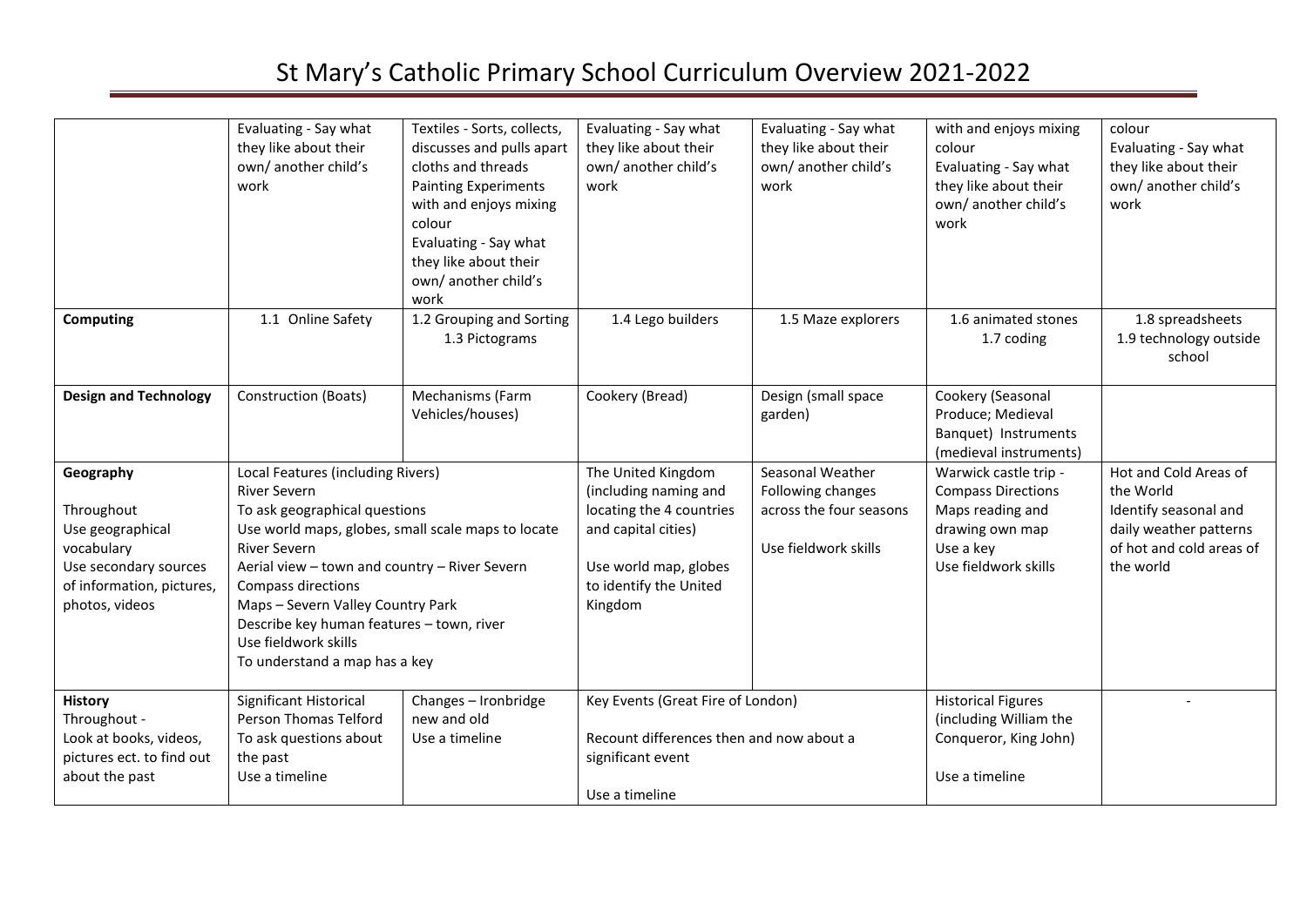# St Mary's Catholic Primary School Curriculum Overview 2021-2022

| | | | | | | |
|---|---|---|---|---|---|---|
| | Evaluating - Say what they like about their own/ another child's work | Textiles - Sorts, collects, discusses and pulls apart cloths and threads<br>Painting Experiments with and enjoys mixing colour<br>Evaluating - Say what they like about their own/ another child's work | Evaluating - Say what they like about their own/ another child's work | Evaluating - Say what they like about their own/ another child's work | with and enjoys mixing colour<br>Evaluating - Say what they like about their own/ another child's work | colour<br>Evaluating - Say what they like about their own/ another child's work |
| **Computing** | 1.1 Online Safety | 1.2 Grouping and Sorting<br>1.3 Pictograms | 1.4 Lego builders | 1.5 Maze explorers | 1.6 animated stones<br>1.7 coding | 1.8 spreadsheets<br>1.9 technology outside school |
| **Design and Technology** | Construction (Boats) | Mechanisms (Farm Vehicles/houses) | Cookery (Bread) | Design (small space garden) | Cookery (Seasonal Produce; Medieval Banquet) Instruments (medieval instruments) | |
| **Geography**<br><br>Throughout<br>Use geographical vocabulary<br>Use secondary sources of information, pictures, photos, videos | Local Features (including Rivers)<br>River Severn<br>To ask geographical questions<br>Use world maps, globes, small scale maps to locate River Severn<br>Aerial view – town and country – River Severn<br>Compass directions<br>Maps – Severn Valley Country Park<br>Describe key human features – town, river<br>Use fieldwork skills<br>To understand a map has a key | | The United Kingdom (including naming and locating the 4 countries and capital cities)<br><br>Use world map, globes to identify the United Kingdom | Seasonal Weather<br>Following changes across the four seasons<br><br>Use fieldwork skills | Warwick castle trip - Compass Directions<br>Maps reading and drawing own map<br>Use a key<br>Use fieldwork skills | Hot and Cold Areas of the World<br>Identify seasonal and daily weather patterns of hot and cold areas of the world |
| **History**<br>Throughout -<br>Look at books, videos, pictures ect. to find out about the past | Significant Historical Person Thomas Telford<br>To ask questions about the past<br>Use a timeline | Changes – Ironbridge new and old<br>Use a timeline | Key Events (Great Fire of London)<br><br>Recount differences then and now about a significant event<br><br>Use a timeline | | Historical Figures (including William the Conqueror, King John)<br><br>Use a timeline | - |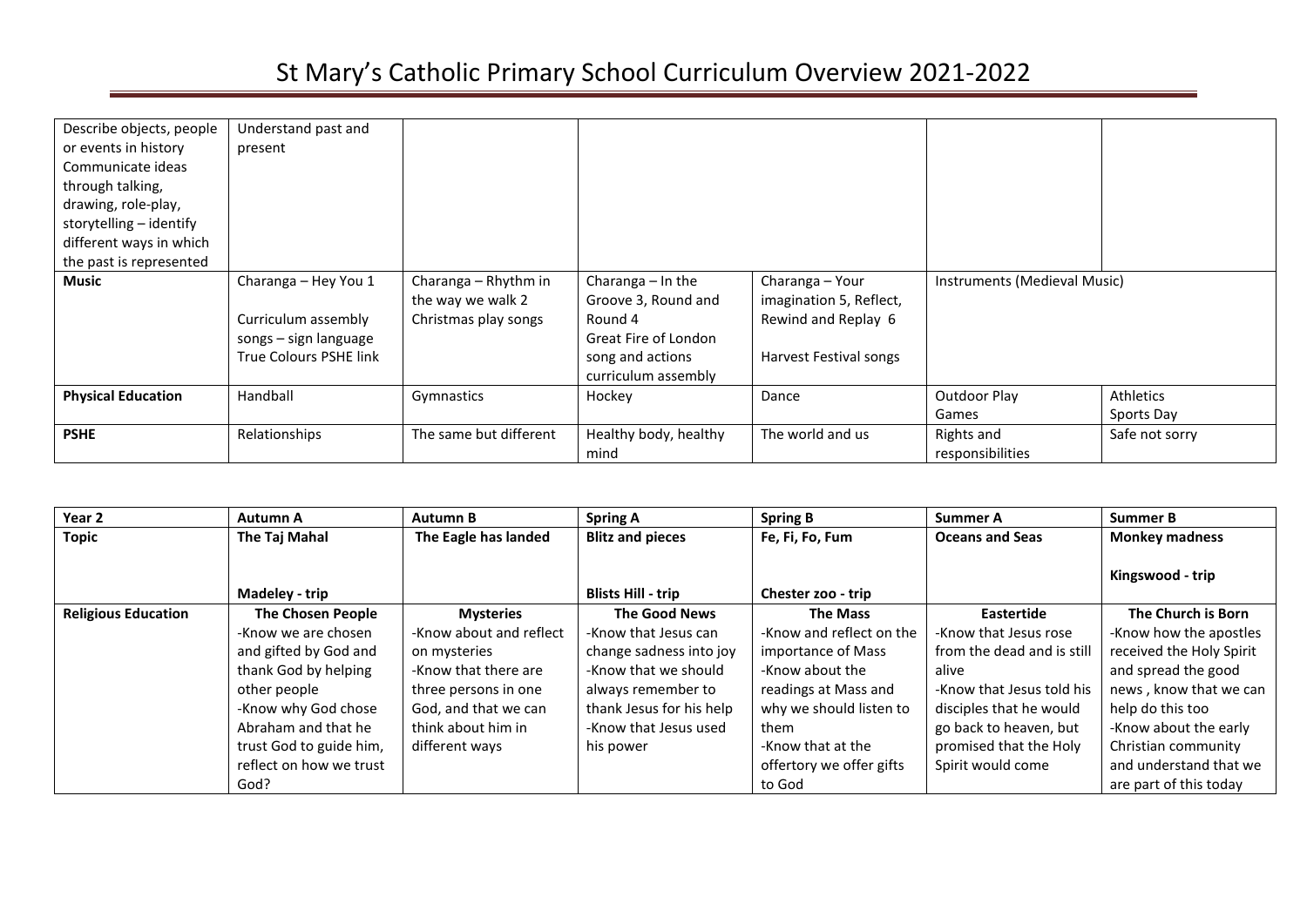# St Mary's Catholic Primary School Curriculum Overview 2021-2022

| | | | | | | |
|---|---|---|---|---|---|---|
| Describe objects, people or events in history Communicate ideas through talking, drawing, role-play, storytelling – identify different ways in which the past is represented | Understand past and present | | | | | |
| **Music** | Charanga – Hey You 1<br><br>Curriculum assembly songs – sign language True Colours PSHE link | Charanga – Rhythm in the way we walk 2 Christmas play songs | Charanga – In the Groove 3, Round and Round 4 Great Fire of London song and actions curriculum assembly | Charanga – Your imagination 5, Reflect, Rewind and Replay 6<br><br>Harvest Festival songs | Instruments (Medieval Music) | |
| **Physical Education** | Handball | Gymnastics | Hockey | Dance | Outdoor Play Games | Athletics Sports Day |
| **PSHE** | Relationships | The same but different | Healthy body, healthy mind | The world and us | Rights and responsibilities | Safe not sorry |

| **Year 2** | **Autumn A** | **Autumn B** | **Spring A** | **Spring B** | **Summer A** | **Summer B** |
|---|---|---|---|---|---|---|
| **Topic** | **The Taj Mahal**<br><br>**Madeley - trip** | **The Eagle has landed** | **Blitz and pieces**<br><br>**Blists Hill - trip** | **Fe, Fi, Fo, Fum**<br><br>**Chester zoo - trip** | **Oceans and Seas** | **Monkey madness**<br><br>**Kingswood - trip** |
| **Religious Education** | **The Chosen People**<br>-Know we are chosen and gifted by God and thank God by helping other people<br>-Know why God chose Abraham and that he trust God to guide him, reflect on how we trust God? | **Mysteries**<br>-Know about and reflect on mysteries<br>-Know that there are three persons in one God, and that we can think about him in different ways | **The Good News**<br>-Know that Jesus can change sadness into joy<br>-Know that we should always remember to thank Jesus for his help<br>-Know that Jesus used his power | **The Mass**<br>-Know and reflect on the importance of Mass<br>-Know about the readings at Mass and why we should listen to them<br>-Know that at the offertory we offer gifts to God | **Eastertide**<br>-Know that Jesus rose from the dead and is still alive<br>-Know that Jesus told his disciples that he would go back to heaven, but promised that the Holy Spirit would come | **The Church is Born**<br>-Know how the apostles received the Holy Spirit and spread the good news , know that we can help do this too<br>-Know about the early Christian community and understand that we are part of this today |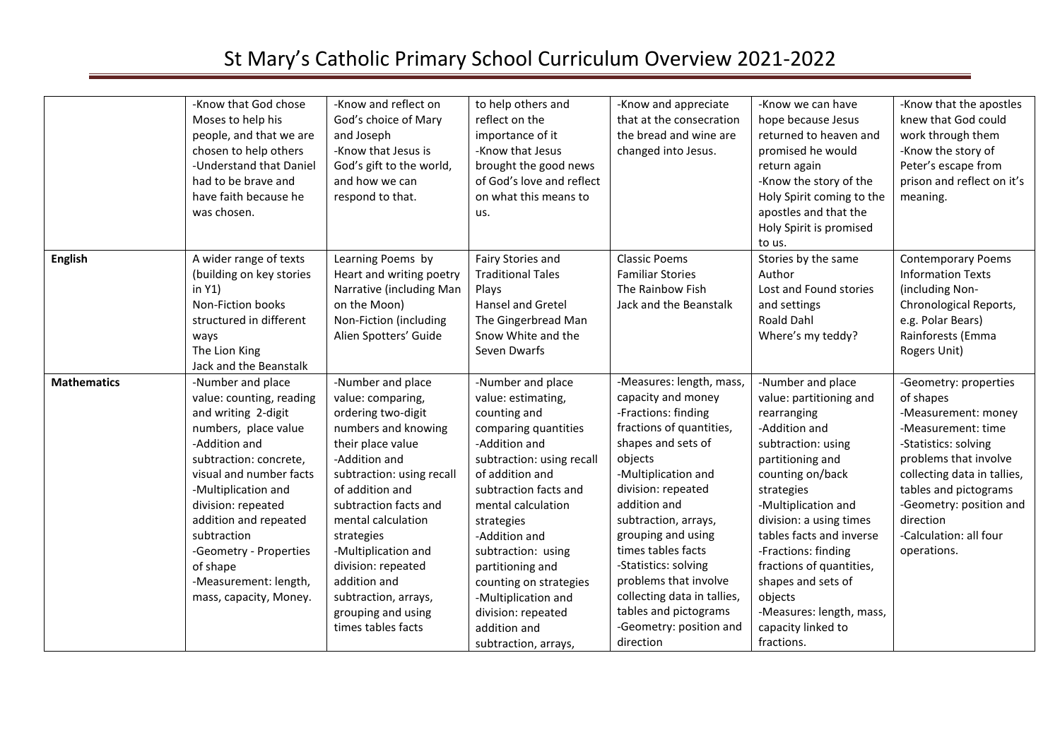# St Mary's Catholic Primary School Curriculum Overview 2021-2022

| | | | | | | |
|---|---|---|---|---|---|---|
| | -Know that God chose Moses to help his people, and that we are chosen to help others<br>-Understand that Daniel had to be brave and have faith because he was chosen. | -Know and reflect on God's choice of Mary and Joseph<br>-Know that Jesus is God's gift to the world, and how we can respond to that. | to help others and reflect on the importance of it<br>-Know that Jesus brought the good news of God's love and reflect on what this means to us. | -Know and appreciate that at the consecration the bread and wine are changed into Jesus. | -Know we can have hope because Jesus returned to heaven and promised he would return again<br>-Know the story of the Holy Spirit coming to the apostles and that the Holy Spirit is promised to us. | -Know that the apostles knew that God could work through them<br>-Know the story of Peter's escape from prison and reflect on it's meaning. |
| **English** | A wider range of texts (building on key stories in Y1)<br>Non-Fiction books structured in different ways<br>The Lion King<br>Jack and the Beanstalk | Learning Poems by Heart and writing poetry<br>Narrative (including Man on the Moon)<br>Non-Fiction (including Alien Spotters' Guide | Fairy Stories and Traditional Tales<br>Plays<br>Hansel and Gretel<br>The Gingerbread Man<br>Snow White and the Seven Dwarfs | Classic Poems<br>Familiar Stories<br>The Rainbow Fish<br>Jack and the Beanstalk | Stories by the same Author<br>Lost and Found stories and settings<br>Roald Dahl<br>Where's my teddy? | Contemporary Poems<br>Information Texts (including Non-Chronological Reports, e.g. Polar Bears)<br>Rainforests (Emma Rogers Unit) |
| **Mathematics** | -Number and place value: counting, reading and writing 2-digit numbers, place value<br>-Addition and subtraction: concrete, visual and number facts<br>-Multiplication and division: repeated addition and repeated subtraction<br>-Geometry - Properties of shape<br>-Measurement: length, mass, capacity, Money. | -Number and place value: comparing, ordering two-digit numbers and knowing their place value<br>-Addition and subtraction: using recall of addition and subtraction facts and mental calculation strategies<br>-Multiplication and division: repeated addition and subtraction, arrays, grouping and using times tables facts | -Number and place value: estimating, counting and comparing quantities<br>-Addition and subtraction: using recall of addition and subtraction facts and mental calculation strategies<br>-Addition and subtraction: using partitioning and counting on strategies<br>-Multiplication and division: repeated addition and subtraction, arrays, | -Measures: length, mass, capacity and money<br>-Fractions: finding fractions of quantities, shapes and sets of objects<br>-Multiplication and division: repeated addition and subtraction, arrays, grouping and using times tables facts<br>-Statistics: solving problems that involve collecting data in tallies, tables and pictograms<br>-Geometry: position and direction | -Number and place value: partitioning and rearranging<br>-Addition and subtraction: using partitioning and counting on/back strategies<br>-Multiplication and division: a using times tables facts and inverse<br>-Fractions: finding fractions of quantities, shapes and sets of objects<br>-Measures: length, mass, capacity linked to fractions. | -Geometry: properties of shapes<br>-Measurement: money<br>-Measurement: time<br>-Statistics: solving problems that involve collecting data in tallies, tables and pictograms<br>-Geometry: position and direction<br>-Calculation: all four operations. |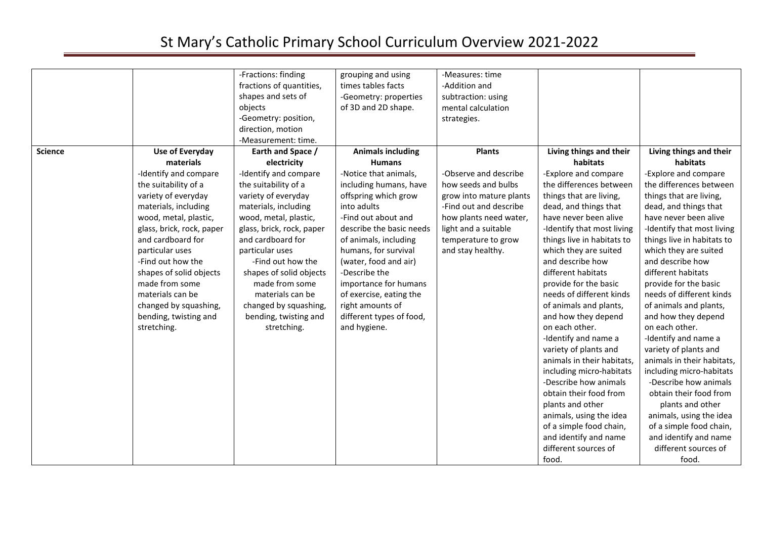# St Mary's Catholic Primary School Curriculum Overview 2021-2022

| | | | | | | |
|---|---|---|---|---|---|---|
| | | -Fractions: finding fractions of quantities, shapes and sets of objects<br>-Geometry: position, direction, motion<br>-Measurement: time. | grouping and using times tables facts<br>-Geometry: properties of 3D and 2D shape. | -Measures: time<br>-Addition and subtraction: using mental calculation strategies. | | |
| **Science** | **Use of Everyday materials**<br>-Identify and compare the suitability of a variety of everyday materials, including wood, metal, plastic, glass, brick, rock, paper and cardboard for particular uses<br>-Find out how the shapes of solid objects made from some materials can be changed by squashing, bending, twisting and stretching. | **Earth and Space / electricity**<br>-Identify and compare the suitability of a variety of everyday materials, including wood, metal, plastic, glass, brick, rock, paper and cardboard for particular uses<br>-Find out how the shapes of solid objects made from some materials can be changed by squashing, bending, twisting and stretching. | **Animals including Humans**<br>-Notice that animals, including humans, have offspring which grow into adults<br>-Find out about and describe the basic needs of animals, including humans, for survival (water, food and air)<br>-Describe the importance for humans of exercise, eating the right amounts of different types of food, and hygiene. | **Plants**<br>-Observe and describe how seeds and bulbs grow into mature plants<br>-Find out and describe how plants need water, light and a suitable temperature to grow and stay healthy. | **Living things and their habitats**<br>-Explore and compare the differences between things that are living, dead, and things that have never been alive<br>-Identify that most living things live in habitats to which they are suited and describe how different habitats provide for the basic needs of different kinds of animals and plants, and how they depend on each other.<br>-Identify and name a variety of plants and animals in their habitats, including micro-habitats<br>-Describe how animals obtain their food from plants and other animals, using the idea of a simple food chain, and identify and name different sources of food. | **Living things and their habitats**<br>-Explore and compare the differences between things that are living, dead, and things that have never been alive<br>-Identify that most living things live in habitats to which they are suited and describe how different habitats provide for the basic needs of different kinds of animals and plants, and how they depend on each other.<br>-Identify and name a variety of plants and animals in their habitats, including micro-habitats<br>-Describe how animals obtain their food from plants and other animals, using the idea of a simple food chain, and identify and name different sources of food. |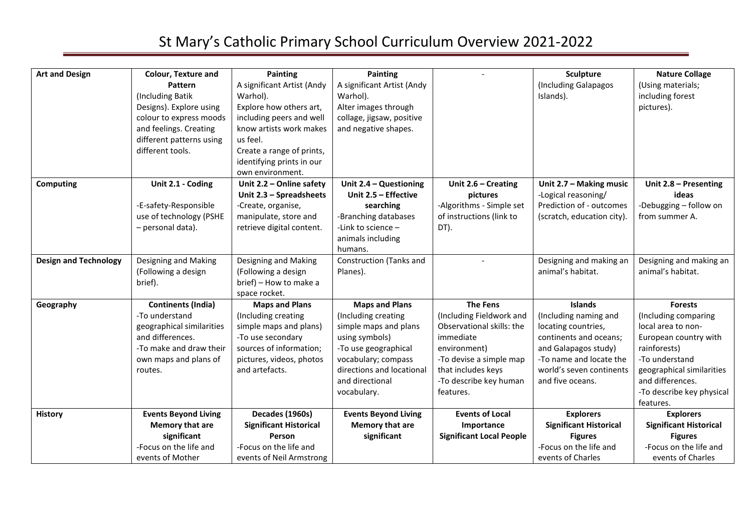# St Mary's Catholic Primary School Curriculum Overview 2021-2022

| | | | | | | |
|---|---|---|---|---|---|---|
| **Art and Design** | **Colour, Texture and Pattern** (Including Batik Designs). Explore using colour to express moods and feelings. Creating different patterns using different tools. | **Painting** A significant Artist (Andy Warhol). Explore how others art, including peers and well know artists work makes us feel. Create a range of prints, identifying prints in our own environment. | **Painting** A significant Artist (Andy Warhol). Alter images through collage, jigsaw, positive and negative shapes. | - | **Sculpture** (Including Galapagos Islands). | **Nature Collage** (Using materials; including forest pictures). |
| **Computing** | **Unit 2.1 - Coding** -E-safety-Responsible use of technology (PSHE – personal data). | **Unit 2.2 – Online safety** **Unit 2.3 – Spreadsheets** -Create, organise, manipulate, store and retrieve digital content. | **Unit 2.4 – Questioning** **Unit 2.5 – Effective searching** -Branching databases -Link to science – animals including humans. | **Unit 2.6 – Creating pictures** -Algorithms - Simple set of instructions (link to DT). | **Unit 2.7 – Making music** -Logical reasoning/ Prediction of - outcomes (scratch, education city). | **Unit 2.8 – Presenting ideas** -Debugging – follow on from summer A. |
| **Design and Technology** | Designing and Making (Following a design brief). | Designing and Making (Following a design brief) – How to make a space rocket. | Construction (Tanks and Planes). | - | Designing and making an animal's habitat. | Designing and making an animal's habitat. |
| **Geography** | **Continents (India)** -To understand geographical similarities and differences. -To make and draw their own maps and plans of routes. | **Maps and Plans** (Including creating simple maps and plans) -To use secondary sources of information; pictures, videos, photos and artefacts. | **Maps and Plans** (Including creating simple maps and plans using symbols) -To use geographical vocabulary; compass directions and locational and directional vocabulary. | **The Fens** (Including Fieldwork and Observational skills: the immediate environment) -To devise a simple map that includes keys -To describe key human features. | **Islands** (Including naming and locating countries, continents and oceans; and Galapagos study) -To name and locate the world's seven continents and five oceans. | **Forests** (Including comparing local area to non-European country with rainforests) -To understand geographical similarities and differences. -To describe key physical features. |
| **History** | **Events Beyond Living Memory that are significant** -Focus on the life and events of Mother | **Decades (1960s)** **Significant Historical Person** -Focus on the life and events of Neil Armstrong | **Events Beyond Living Memory that are significant** | **Events of Local Importance** **Significant Local People** | **Explorers** **Significant Historical Figures** -Focus on the life and events of Charles | **Explorers** **Significant Historical Figures** -Focus on the life and events of Charles |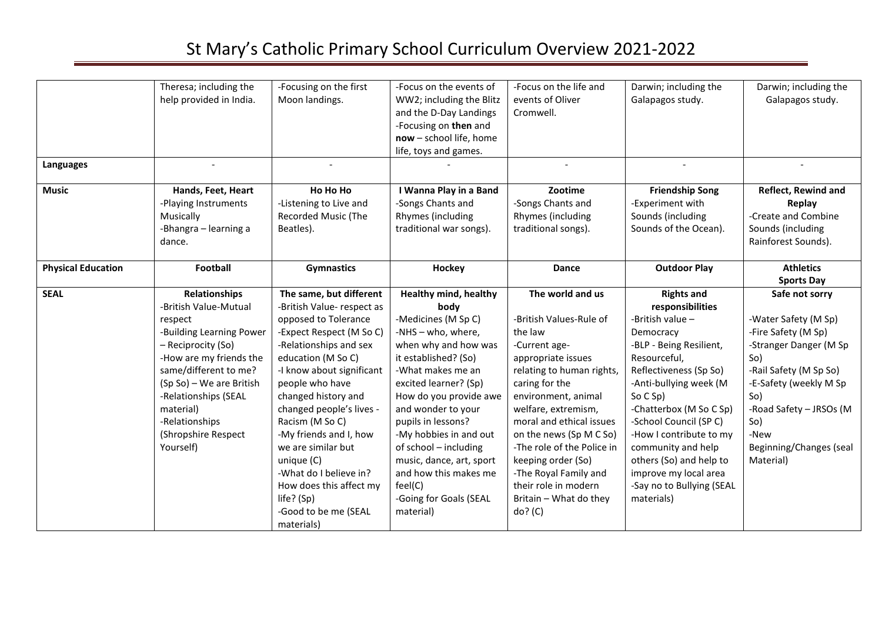# St Mary's Catholic Primary School Curriculum Overview 2021-2022

| | | | | | | |
|---|---|---|---|---|---|---|
| | Theresa; including the help provided in India. | -Focusing on the first Moon landings. | -Focus on the events of WW2; including the Blitz and the D-Day Landings<br>-Focusing on **then** and **now** – school life, home life, toys and games. | -Focus on the life and events of Oliver Cromwell. | Darwin; including the Galapagos study. | Darwin; including the Galapagos study. |
| **Languages** | - | - | - | - | - | - |
| **Music** | **Hands, Feet, Heart**<br>-Playing Instruments Musically<br>-Bhangra – learning a dance. | **Ho Ho Ho**<br>-Listening to Live and Recorded Music (The Beatles). | **I Wanna Play in a Band**<br>-Songs Chants and Rhymes (including traditional war songs). | **Zootime**<br>-Songs Chants and Rhymes (including traditional songs). | **Friendship Song**<br>-Experiment with Sounds (including Sounds of the Ocean). | **Reflect, Rewind and Replay**<br>-Create and Combine Sounds (including Rainforest Sounds). |
| **Physical Education** | **Football** | **Gymnastics** | **Hockey** | **Dance** | **Outdoor Play** | **Athletics**<br>**Sports Day** |
| **SEAL** | **Relationships**<br>-British Value-Mutual respect<br>-Building Learning Power – Reciprocity (So)<br>-How are my friends the same/different to me? (Sp So) – We are British<br>-Relationships (SEAL material)<br>-Relationships (Shropshire Respect Yourself) | **The same, but different**<br>-British Value- respect as opposed to Tolerance<br>-Expect Respect (M So C)<br>-Relationships and sex education (M So C)<br>-I know about significant people who have changed history and changed people's lives - Racism (M So C)<br>-My friends and I, how we are similar but unique (C)<br>-What do I believe in? How does this affect my life? (Sp)<br>-Good to be me (SEAL materials) | **Healthy mind, healthy body**<br>-Medicines (M Sp C)<br>-NHS – who, where, when why and how was it established? (So)<br>-What makes me an excited learner? (Sp)<br>How do you provide awe and wonder to your pupils in lessons?<br>-My hobbies in and out of school – including music, dance, art, sport and how this makes me feel(C)<br>-Going for Goals (SEAL material) | **The world and us**<br><br>-British Values-Rule of the law<br>-Current age-appropriate issues relating to human rights, caring for the environment, animal welfare, extremism, moral and ethical issues on the news (Sp M C So)<br>-The role of the Police in keeping order (So)<br>-The Royal Family and their role in modern Britain – What do they do? (C) | **Rights and responsibilities**<br>-British value – Democracy<br>-BLP - Being Resilient, Resourceful, Reflectiveness (Sp So)<br>-Anti-bullying week (M So C Sp)<br>-Chatterbox (M So C Sp)<br>-School Council (SP C)<br>-How I contribute to my community and help others (So) and help to improve my local area<br>-Say no to Bullying (SEAL materials) | **Safe not sorry**<br><br>-Water Safety (M Sp)<br>-Fire Safety (M Sp)<br>-Stranger Danger (M Sp So)<br>-Rail Safety (M Sp So)<br>-E-Safety (weekly M Sp So)<br>-Road Safety – JRSOs (M So)<br>-New Beginning/Changes (seal Material) |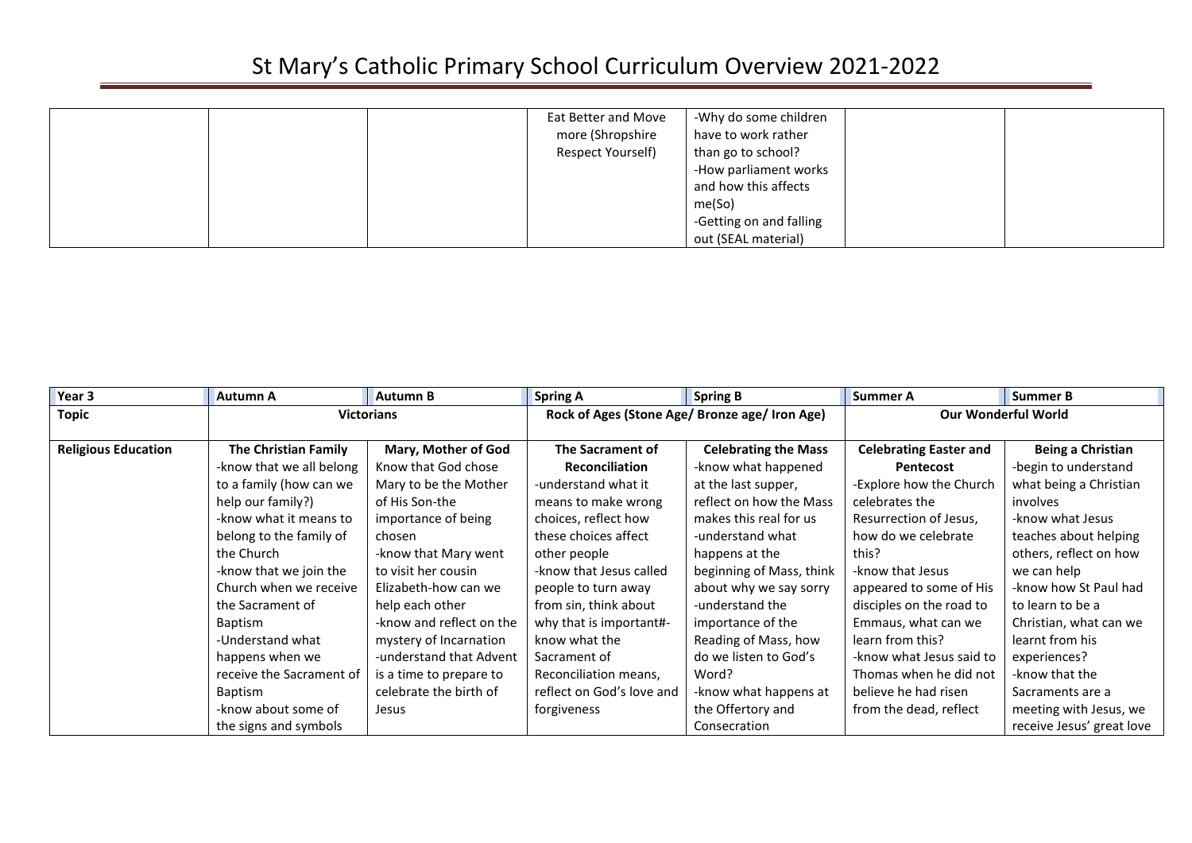# St Mary's Catholic Primary School Curriculum Overview 2021-2022

| | | | | | | |
|---|---|---|---|---|---|---|
| | | | Eat Better and Move more (Shropshire Respect Yourself) | -Why do some children have to work rather than go to school?<br>-How parliament works and how this affects me(So)<br>-Getting on and falling out (SEAL material) | | |

| Year 3 | Autumn A | Autumn B | Spring A | Spring B | Summer A | Summer B |
|---|---|---|---|---|---|---|
| **Topic** | **Victorians** | | **Rock of Ages (Stone Age/ Bronze age/ Iron Age)** | | **Our Wonderful World** | |
| **Religious Education** | **The Christian Family**<br>-know that we all belong to a family (how can we help our family?)<br>-know what it means to belong to the family of the Church<br>-know that we join the Church when we receive the Sacrament of Baptism<br>-Understand what happens when we receive the Sacrament of Baptism<br>-know about some of the signs and symbols | **Mary, Mother of God**<br>Know that God chose Mary to be the Mother of His Son-the importance of being chosen<br>-know that Mary went to visit her cousin Elizabeth-how can we help each other<br>-know and reflect on the mystery of Incarnation<br>-understand that Advent is a time to prepare to celebrate the birth of Jesus | **The Sacrament of Reconciliation**<br>-understand what it means to make wrong choices, reflect how these choices affect other people<br>-know that Jesus called people to turn away from sin, think about why that is important#-know what the Sacrament of Reconciliation means, reflect on God's love and forgiveness | **Celebrating the Mass**<br>-know what happened at the last supper, reflect on how the Mass makes this real for us<br>-understand what happens at the beginning of Mass, think about why we say sorry<br>-understand the importance of the Reading of Mass, how do we listen to God's Word?<br>-know what happens at the Offertory and Consecration | **Celebrating Easter and Pentecost**<br>-Explore how the Church celebrates the Resurrection of Jesus, how do we celebrate this?<br>-know that Jesus appeared to some of His disciples on the road to Emmaus, what can we learn from this?<br>-know what Jesus said to Thomas when he did not believe he had risen from the dead, reflect | **Being a Christian**<br>-begin to understand what being a Christian involves<br>-know what Jesus teaches about helping others, reflect on how we can help<br>-know how St Paul had to learn to be a Christian, what can we learnt from his experiences?<br>-know that the Sacraments are a meeting with Jesus, we receive Jesus' great love |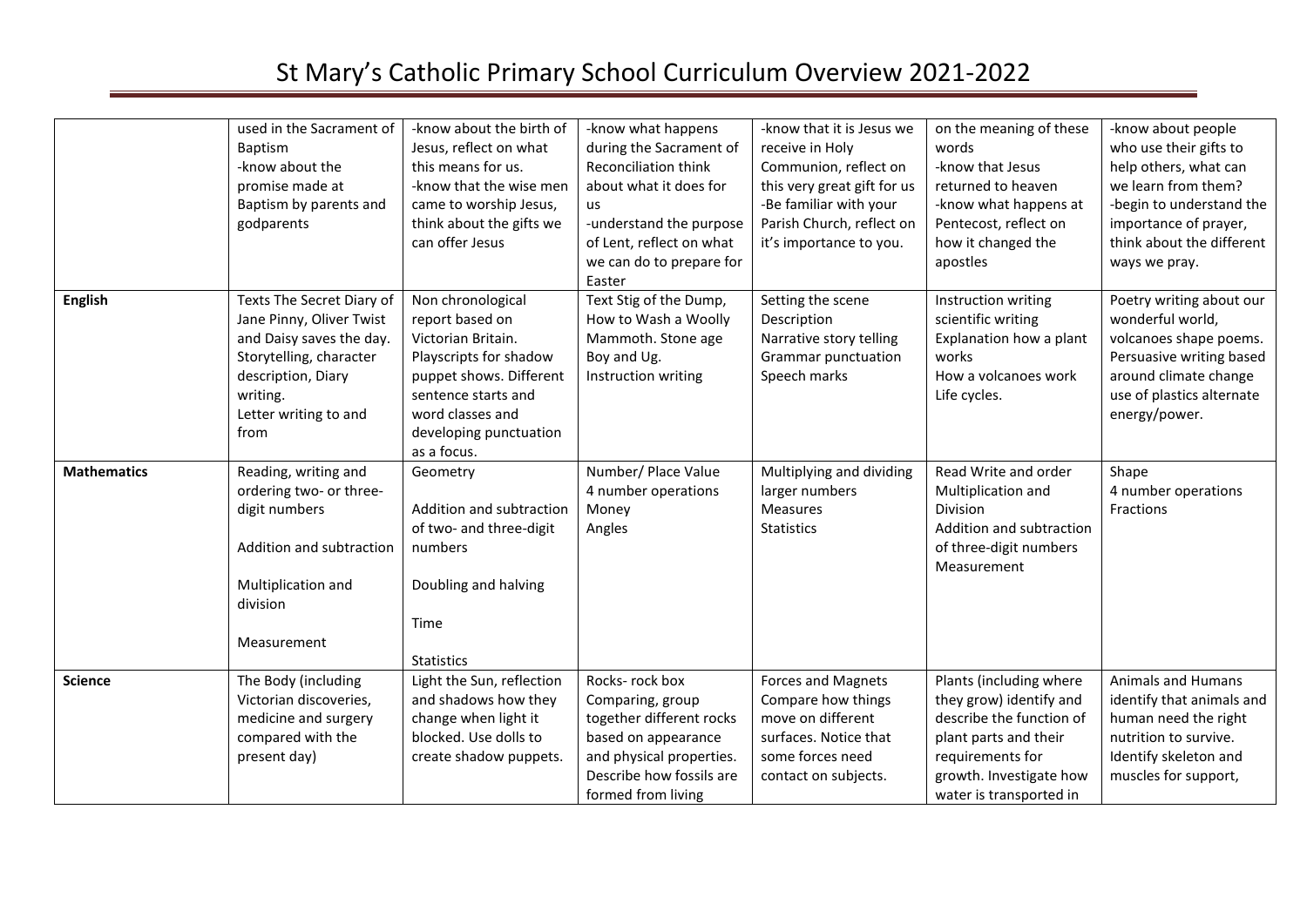# St Mary's Catholic Primary School Curriculum Overview 2021-2022

| | | | | | | |
|---|---|---|---|---|---|---|
| | used in the Sacrament of Baptism<br>-know about the promise made at Baptism by parents and godparents | -know about the birth of Jesus, reflect on what this means for us.<br>-know that the wise men came to worship Jesus, think about the gifts we can offer Jesus | -know what happens during the Sacrament of Reconciliation think about what it does for us<br>-understand the purpose of Lent, reflect on what we can do to prepare for Easter | -know that it is Jesus we receive in Holy Communion, reflect on this very great gift for us<br>-Be familiar with your Parish Church, reflect on it's importance to you. | on the meaning of these words<br>-know that Jesus returned to heaven<br>-know what happens at Pentecost, reflect on how it changed the apostles | -know about people who use their gifts to help others, what can we learn from them?<br>-begin to understand the importance of prayer, think about the different ways we pray. |
| **English** | Texts The Secret Diary of Jane Pinny, Oliver Twist and Daisy saves the day. Storytelling, character description, Diary writing.<br>Letter writing to and from | Non chronological report based on Victorian Britain. Playscripts for shadow puppet shows. Different sentence starts and word classes and developing punctuation as a focus. | Text Stig of the Dump, How to Wash a Woolly Mammoth. Stone age Boy and Ug.<br>Instruction writing | Setting the scene<br>Description<br>Narrative story telling<br>Grammar punctuation<br>Speech marks | Instruction writing<br>scientific writing<br>Explanation how a plant works<br>How a volcanoes work<br>Life cycles. | Poetry writing about our wonderful world, volcanoes shape poems. Persuasive writing based around climate change use of plastics alternate energy/power. |
| **Mathematics** | Reading, writing and ordering two- or three-digit numbers<br><br>Addition and subtraction<br><br>Multiplication and division<br><br>Measurement | Geometry<br><br>Addition and subtraction of two- and three-digit numbers<br><br>Doubling and halving<br><br>Time<br><br>Statistics | Number/ Place Value<br>4 number operations<br>Money<br>Angles | Multiplying and dividing larger numbers<br>Measures<br>Statistics | Read Write and order<br>Multiplication and Division<br>Addition and subtraction of three-digit numbers<br>Measurement | Shape<br>4 number operations<br>Fractions |
| **Science** | The Body (including Victorian discoveries, medicine and surgery compared with the present day) | Light the Sun, reflection and shadows how they change when light it blocked. Use dolls to create shadow puppets. | Rocks- rock box<br>Comparing, group together different rocks based on appearance and physical properties. Describe how fossils are formed from living | Forces and Magnets<br>Compare how things move on different surfaces. Notice that some forces need contact on subjects. | Plants (including where they grow) identify and describe the function of plant parts and their requirements for growth. Investigate how water is transported in | Animals and Humans identify that animals and human need the right nutrition to survive. Identify skeleton and muscles for support, |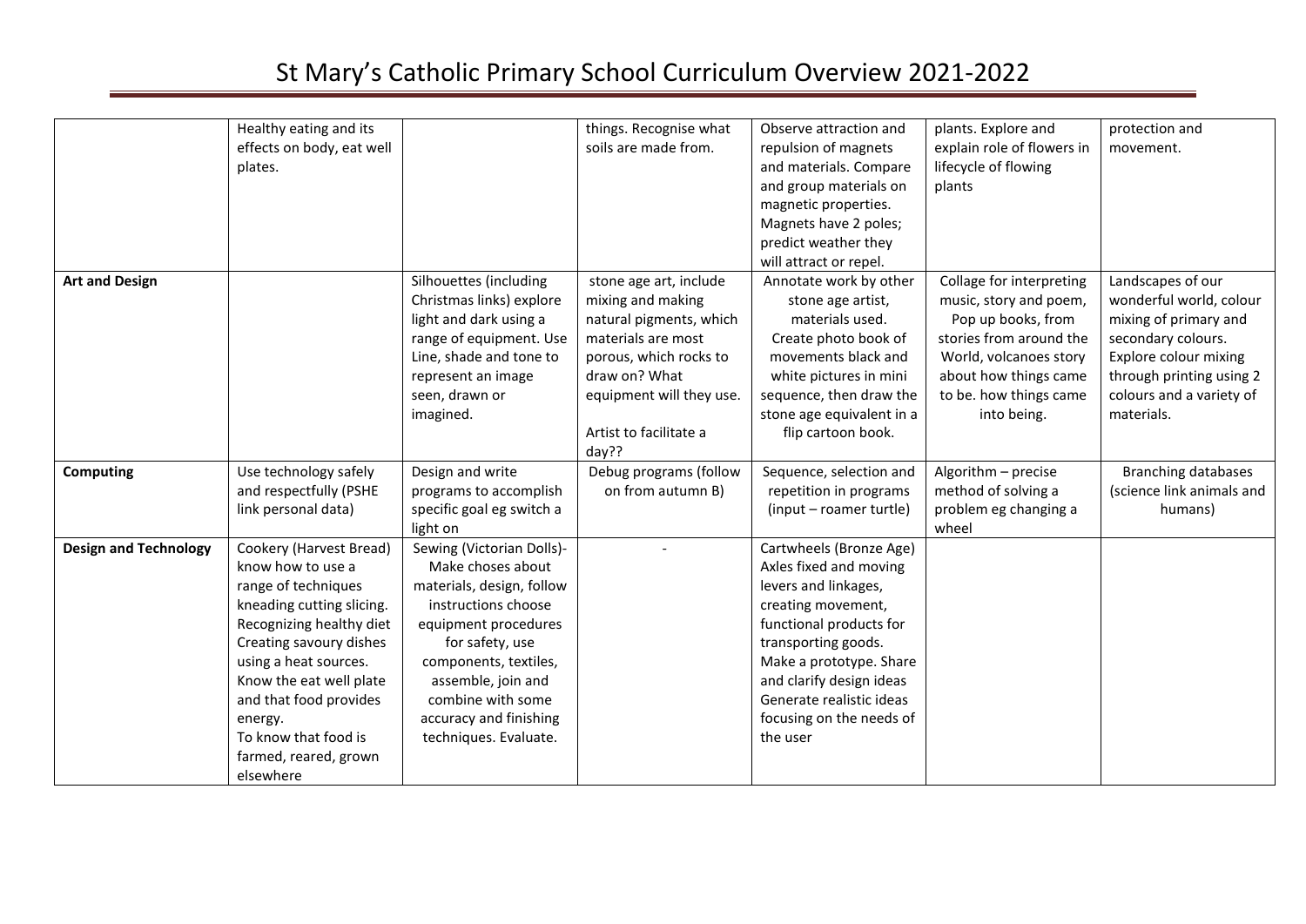# St Mary's Catholic Primary School Curriculum Overview 2021-2022

| | | | | | | |
|---|---|---|---|---|---|---|
| | Healthy eating and its effects on body, eat well plates. | | things. Recognise what soils are made from. | Observe attraction and repulsion of magnets and materials. Compare and group materials on magnetic properties. Magnets have 2 poles; predict weather they will attract or repel. | plants. Explore and explain role of flowers in lifecycle of flowing plants | protection and movement. |
| **Art and Design** | | Silhouettes (including Christmas links) explore light and dark using a range of equipment. Use Line, shade and tone to represent an image seen, drawn or imagined. | stone age art, include mixing and making natural pigments, which materials are most porous, which rocks to draw on? What equipment will they use.<br><br>Artist to facilitate a day?? | Annotate work by other stone age artist, materials used. Create photo book of movements black and white pictures in mini sequence, then draw the stone age equivalent in a flip cartoon book. | Collage for interpreting music, story and poem, Pop up books, from stories from around the World, volcanoes story about how things came to be. how things came into being. | Landscapes of our wonderful world, colour mixing of primary and secondary colours. Explore colour mixing through printing using 2 colours and a variety of materials. |
| **Computing** | Use technology safely and respectfully (PSHE link personal data) | Design and write programs to accomplish specific goal eg switch a light on | Debug programs (follow on from autumn B) | Sequence, selection and repetition in programs (input – roamer turtle) | Algorithm – precise method of solving a problem eg changing a wheel | Branching databases (science link animals and humans) |
| **Design and Technology** | Cookery (Harvest Bread) know how to use a range of techniques kneading cutting slicing. Recognizing healthy diet Creating savoury dishes using a heat sources. Know the eat well plate and that food provides energy.<br>To know that food is farmed, reared, grown elsewhere | Sewing (Victorian Dolls)- Make choses about materials, design, follow instructions choose equipment procedures for safety, use components, textiles, assemble, join and combine with some accuracy and finishing techniques. Evaluate. | - | Cartwheels (Bronze Age) Axles fixed and moving levers and linkages, creating movement, functional products for transporting goods. Make a prototype. Share and clarify design ideas Generate realistic ideas focusing on the needs of the user | | |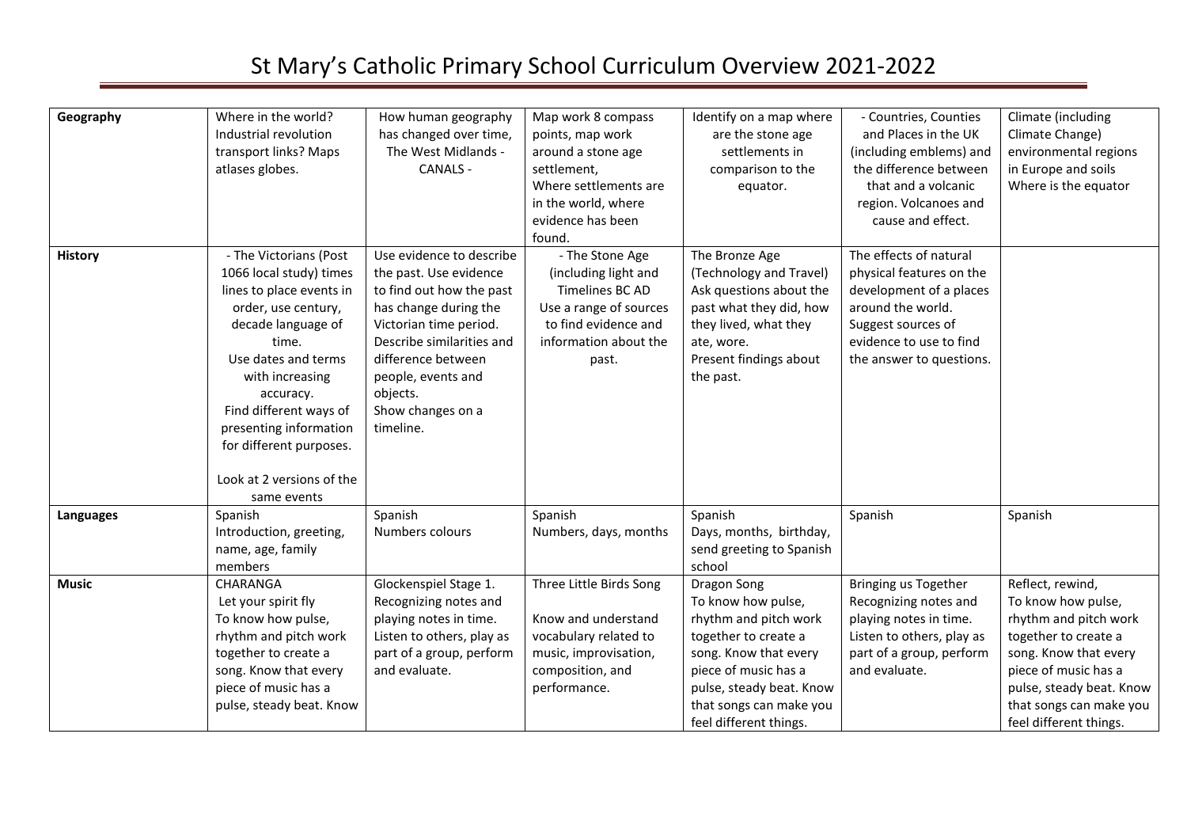# St Mary's Catholic Primary School Curriculum Overview 2021-2022

| | | | | | | |
|---|---|---|---|---|---|---|
| **Geography** | Where in the world? Industrial revolution transport links? Maps atlases globes. | How human geography has changed over time, The West Midlands - CANALS - | Map work 8 compass points, map work around a stone age settlement, Where settlements are in the world, where evidence has been found. | Identify on a map where are the stone age settlements in comparison to the equator. | - Countries, Counties and Places in the UK (including emblems) and the difference between that and a volcanic region. Volcanoes and cause and effect. | Climate (including Climate Change) environmental regions in Europe and soils Where is the equator |
| **History** | - The Victorians (Post 1066 local study) times lines to place events in order, use century, decade language of time. Use dates and terms with increasing accuracy. Find different ways of presenting information for different purposes. Look at 2 versions of the same events | Use evidence to describe the past. Use evidence to find out how the past has change during the Victorian time period. Describe similarities and difference between people, events and objects. Show changes on a timeline. | - The Stone Age (including light and Timelines BC AD Use a range of sources to find evidence and information about the past. | The Bronze Age (Technology and Travel) Ask questions about the past what they did, how they lived, what they ate, wore. Present findings about the past. | The effects of natural physical features on the development of a places around the world. Suggest sources of evidence to use to find the answer to questions. | |
| **Languages** | Spanish Introduction, greeting, name, age, family members | Spanish Numbers colours | Spanish Numbers, days, months | Spanish Days, months, birthday, send greeting to Spanish school | Spanish | Spanish |
| **Music** | CHARANGA Let your spirit fly To know how pulse, rhythm and pitch work together to create a song. Know that every piece of music has a pulse, steady beat. Know | Glockenspiel Stage 1. Recognizing notes and playing notes in time. Listen to others, play as part of a group, perform and evaluate. | Three Little Birds Song Know and understand vocabulary related to music, improvisation, composition, and performance. | Dragon Song To know how pulse, rhythm and pitch work together to create a song. Know that every piece of music has a pulse, steady beat. Know that songs can make you feel different things. | Bringing us Together Recognizing notes and playing notes in time. Listen to others, play as part of a group, perform and evaluate. | Reflect, rewind, To know how pulse, rhythm and pitch work together to create a song. Know that every piece of music has a pulse, steady beat. Know that songs can make you feel different things. |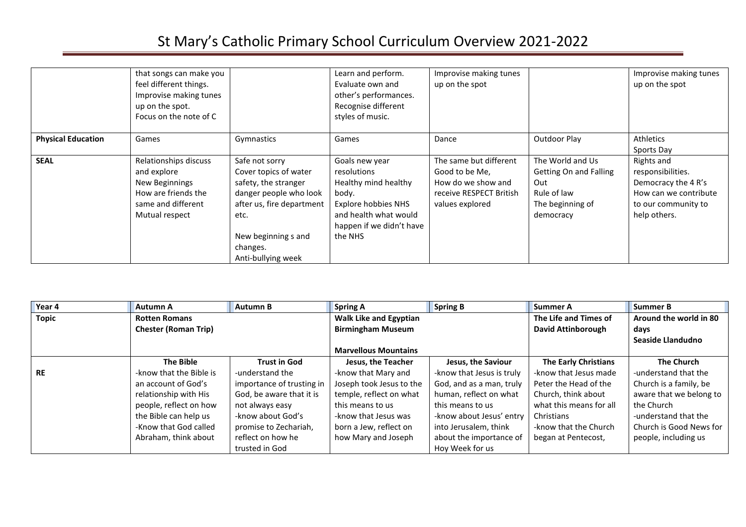# St Mary's Catholic Primary School Curriculum Overview 2021-2022

| | | | | | | |
|---|---|---|---|---|---|---|
| | that songs can make you feel different things. Improvise making tunes up on the spot. Focus on the note of C | | Learn and perform. Evaluate own and other's performances. Recognise different styles of music. | Improvise making tunes up on the spot | | Improvise making tunes up on the spot |
| **Physical Education** | Games | Gymnastics | Games | Dance | Outdoor Play | Athletics<br>Sports Day |
| **SEAL** | Relationships discuss and explore<br>New Beginnings<br>How are friends the same and different<br>Mutual respect | Safe not sorry<br>Cover topics of water safety, the stranger danger people who look after us, fire department etc.<br><br>New beginning s and changes.<br>Anti-bullying week | Goals new year resolutions<br>Healthy mind healthy body.<br>Explore hobbies NHS and health what would happen if we didn't have the NHS | The same but different<br>Good to be Me,<br>How do we show and receive RESPECT British values explored | The World and Us<br>Getting On and Falling Out<br>Rule of law<br>The beginning of democracy | Rights and responsibilities.<br>Democracy the 4 R's<br>How can we contribute to our community to help others. |

| **Year 4** | **Autumn A** | **Autumn B** | **Spring A** | **Spring B** | **Summer A** | **Summer B** |
|---|---|---|---|---|---|---|
| **Topic** | **Rotten Romans**<br>**Chester (Roman Trip)** | | **Walk Like and Egyptian**<br>**Birmingham Museum**<br><br>**Marvellous Mountains** | | **The Life and Times of David Attinborough** | **Around the world in 80 days**<br>**Seaside Llandudno** |
| **RE** | **The Bible**<br>-know that the Bible is an account of God's relationship with His people, reflect on how the Bible can help us<br>-Know that God called Abraham, think about | **Trust in God**<br>-understand the importance of trusting in God, be aware that it is not always easy<br>-know about God's promise to Zechariah, reflect on how he trusted in God | **Jesus, the Teacher**<br>-know that Mary and Joseph took Jesus to the temple, reflect on what this means to us<br>-know that Jesus was born a Jew, reflect on how Mary and Joseph | **Jesus, the Saviour**<br>-know that Jesus is truly God, and as a man, truly human, reflect on what this means to us<br>-know about Jesus' entry into Jerusalem, think about the importance of Hoy Week for us | **The Early Christians**<br>-know that Jesus made Peter the Head of the Church, think about what this means for all Christians<br>-know that the Church began at Pentecost, | **The Church**<br>-understand that the Church is a family, be aware that we belong to the Church<br>-understand that the Church is Good News for people, including us |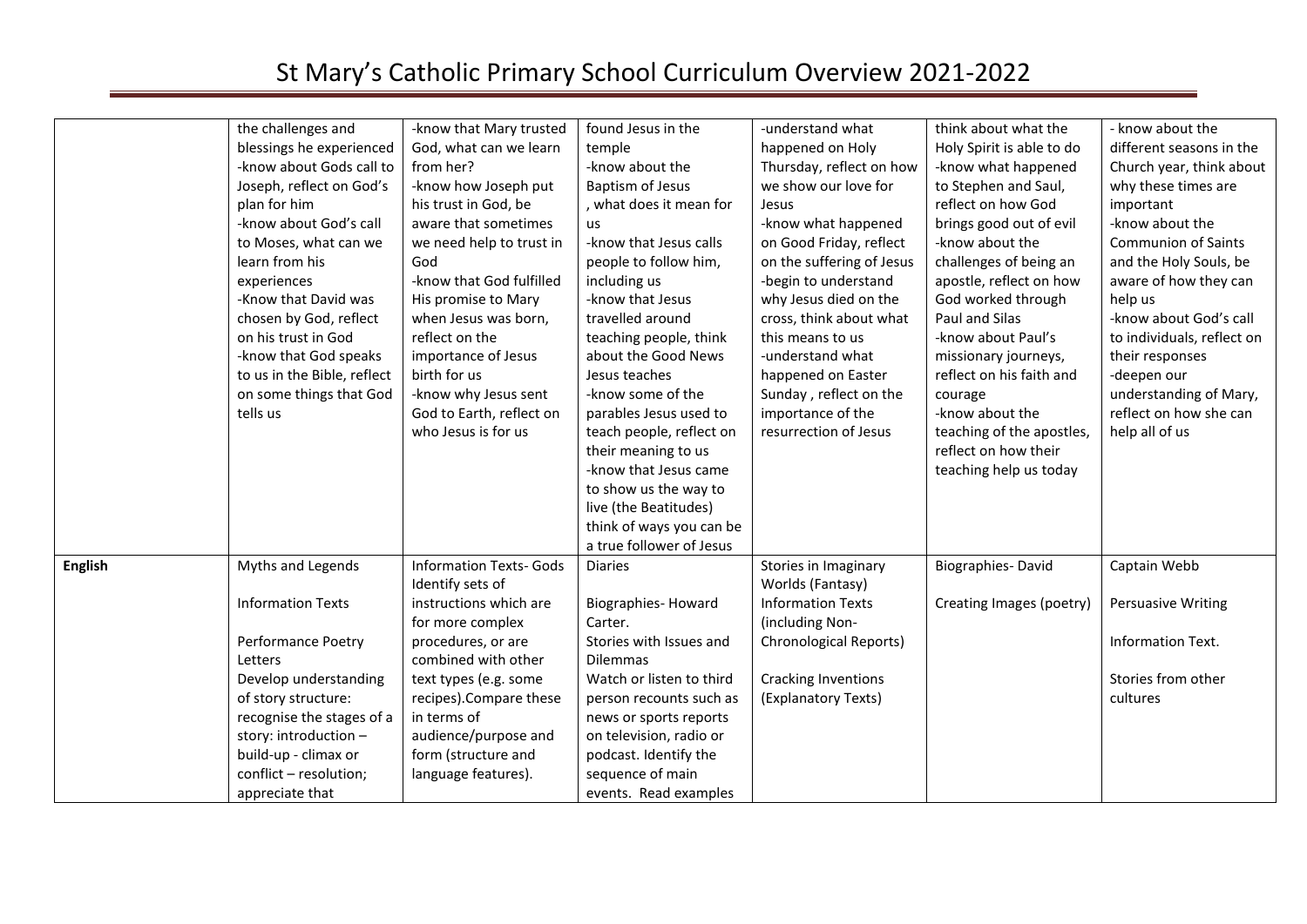# St Mary's Catholic Primary School Curriculum Overview 2021-2022

| | | | | | | |
|---|---|---|---|---|---|---|
| | the challenges and blessings he experienced<br>-know about Gods call to Joseph, reflect on God's plan for him<br>-know about God's call to Moses, what can we learn from his experiences<br>-Know that David was chosen by God, reflect on his trust in God<br>-know that God speaks to us in the Bible, reflect on some things that God tells us | -know that Mary trusted God, what can we learn from her?<br>-know how Joseph put his trust in God, be aware that sometimes we need help to trust in God<br>-know that God fulfilled His promise to Mary when Jesus was born, reflect on the importance of Jesus birth for us<br>-know why Jesus sent God to Earth, reflect on who Jesus is for us | found Jesus in the temple<br>-know about the Baptism of Jesus , what does it mean for us<br>-know that Jesus calls people to follow him, including us<br>-know that Jesus travelled around teaching people, think about the Good News Jesus teaches<br>-know some of the parables Jesus used to teach people, reflect on their meaning to us<br>-know that Jesus came to show us the way to live (the Beatitudes) think of ways you can be a true follower of Jesus | -understand what happened on Holy Thursday, reflect on how we show our love for Jesus<br>-know what happened on Good Friday, reflect on the suffering of Jesus<br>-begin to understand why Jesus died on the cross, think about what this means to us<br>-understand what happened on Easter Sunday , reflect on the importance of the resurrection of Jesus | think about what the Holy Spirit is able to do<br>-know what happened to Stephen and Saul, reflect on how God brings good out of evil<br>-know about the challenges of being an apostle, reflect on how God worked through Paul and Silas<br>-know about Paul's missionary journeys, reflect on his faith and courage<br>-know about the teaching of the apostles, reflect on how their teaching help us today | - know about the different seasons in the Church year, think about why these times are important<br>-know about the Communion of Saints and the Holy Souls, be aware of how they can help us<br>-know about God's call to individuals, reflect on their responses<br>-deepen our understanding of Mary, reflect on how she can help all of us |
| **English** | Myths and Legends<br><br>Information Texts<br><br>Performance Poetry<br>Letters<br>Develop understanding of story structure: recognise the stages of a story: introduction – build-up - climax or conflict – resolution; appreciate that | Information Texts- Gods<br>Identify sets of instructions which are for more complex procedures, or are combined with other text types (e.g. some recipes).Compare these in terms of audience/purpose and form (structure and language features). | Diaries<br><br>Biographies- Howard Carter.<br>Stories with Issues and Dilemmas<br>Watch or listen to third person recounts such as news or sports reports on television, radio or podcast. Identify the sequence of main events. Read examples | Stories in Imaginary Worlds (Fantasy)<br>Information Texts (including Non-Chronological Reports)<br><br>Cracking Inventions (Explanatory Texts) | Biographies- David<br><br>Creating Images (poetry) | Captain Webb<br><br>Persuasive Writing<br><br>Information Text.<br><br>Stories from other cultures |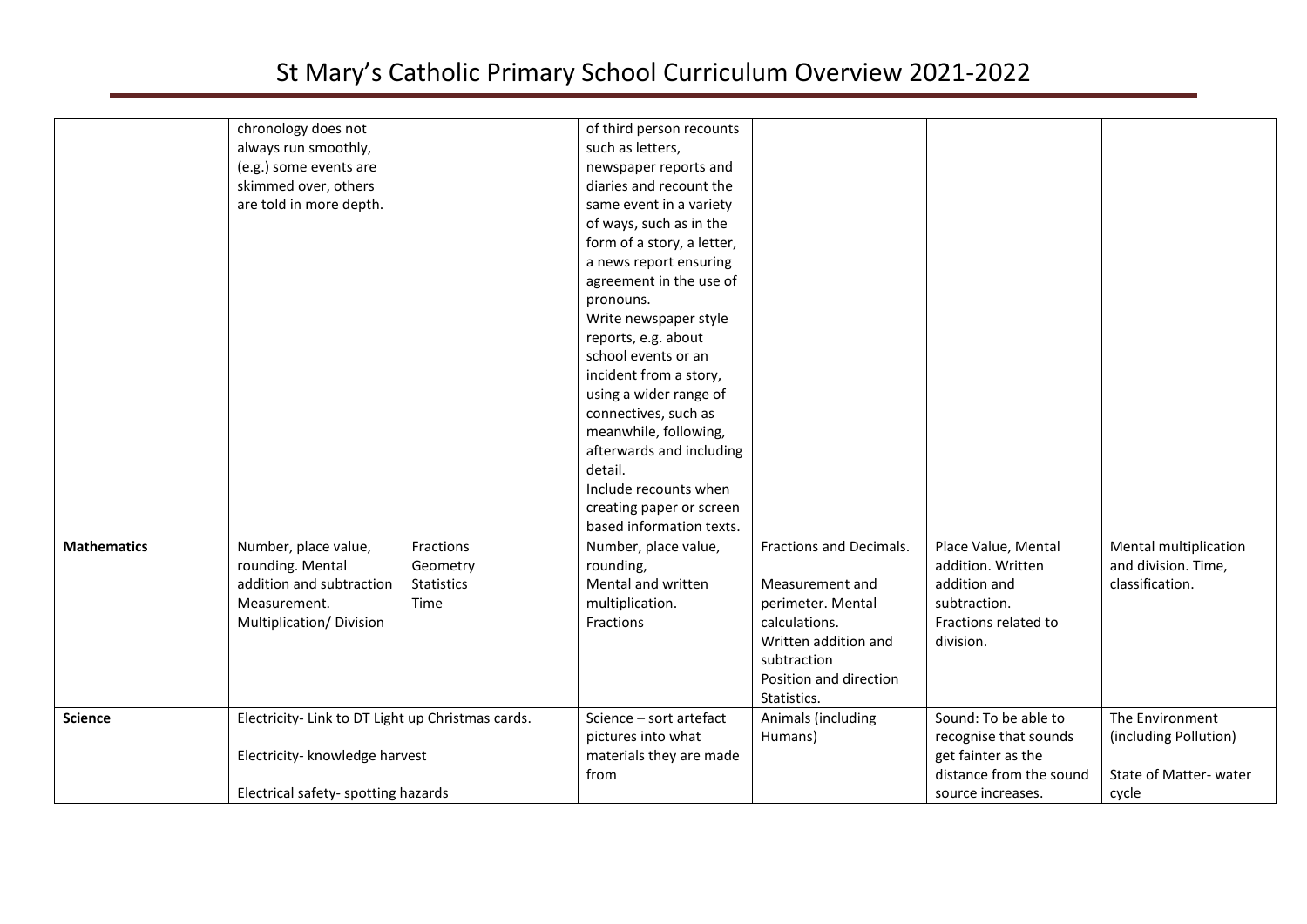# St Mary's Catholic Primary School Curriculum Overview 2021-2022

| | | | | | | |
|---|---|---|---|---|---|---|
| | chronology does not always run smoothly, (e.g.) some events are skimmed over, others are told in more depth. | | of third person recounts such as letters, newspaper reports and diaries and recount the same event in a variety of ways, such as in the form of a story, a letter, a news report ensuring agreement in the use of pronouns.<br>Write newspaper style reports, e.g. about school events or an incident from a story, using a wider range of connectives, such as meanwhile, following, afterwards and including detail.<br>Include recounts when creating paper or screen based information texts. | | | |
| **Mathematics** | Number, place value, rounding. Mental addition and subtraction Measurement. Multiplication/ Division | Fractions<br>Geometry<br>Statistics<br>Time | Number, place value, rounding,<br>Mental and written multiplication.<br>Fractions | Fractions and Decimals.<br><br>Measurement and perimeter. Mental calculations.<br>Written addition and subtraction<br>Position and direction<br>Statistics. | Place Value, Mental addition. Written addition and subtraction.<br>Fractions related to division. | Mental multiplication and division. Time, classification. |
| **Science** | Electricity- Link to DT Light up Christmas cards.<br><br>Electricity- knowledge harvest<br><br>Electrical safety- spotting hazards | | Science – sort artefact pictures into what materials they are made from | Animals (including Humans) | Sound: To be able to recognise that sounds get fainter as the distance from the sound source increases. | The Environment (including Pollution)<br><br>State of Matter- water cycle |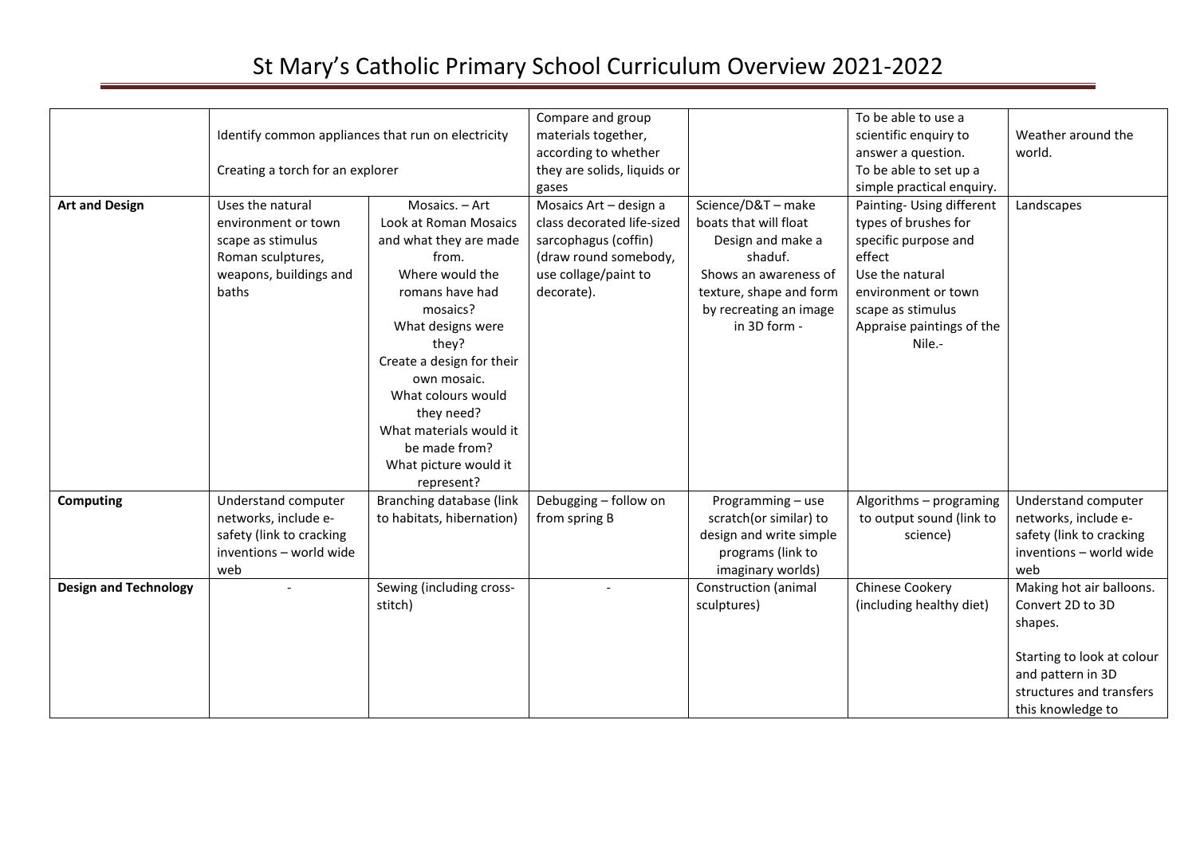# St Mary's Catholic Primary School Curriculum Overview 2021-2022

| | | | | | | |
|---|---|---|---|---|---|---|
| | Identify common appliances that run on electricity<br><br>Creating a torch for an explorer | | Compare and group materials together, according to whether they are solids, liquids or gases | | To be able to use a scientific enquiry to answer a question.<br>To be able to set up a simple practical enquiry. | Weather around the world. |
| **Art and Design** | Uses the natural environment or town scape as stimulus Roman sculptures, weapons, buildings and baths | Mosaics. – Art<br>Look at Roman Mosaics and what they are made from.<br>Where would the romans have had mosaics?<br>What designs were they?<br>Create a design for their own mosaic.<br>What colours would they need?<br>What materials would it be made from?<br>What picture would it represent? | Mosaics Art – design a class decorated life-sized sarcophagus (coffin) (draw round somebody, use collage/paint to decorate). | Science/D&T – make boats that will float<br>Design and make a shaduf.<br>Shows an awareness of texture, shape and form by recreating an image in 3D form - | Painting- Using different types of brushes for specific purpose and effect<br>Use the natural environment or town scape as stimulus<br>Appraise paintings of the Nile.- | Landscapes |
| **Computing** | Understand computer networks, include e-safety (link to cracking inventions – world wide web | Branching database (link to habitats, hibernation) | Debugging – follow on from spring B | Programming – use scratch(or similar) to design and write simple programs (link to imaginary worlds) | Algorithms – programing to output sound (link to science) | Understand computer networks, include e-safety (link to cracking inventions – world wide web |
| **Design and Technology** | - | Sewing (including cross-stitch) | - | Construction (animal sculptures) | Chinese Cookery (including healthy diet) | Making hot air balloons. Convert 2D to 3D shapes.<br><br>Starting to look at colour and pattern in 3D structures and transfers this knowledge to |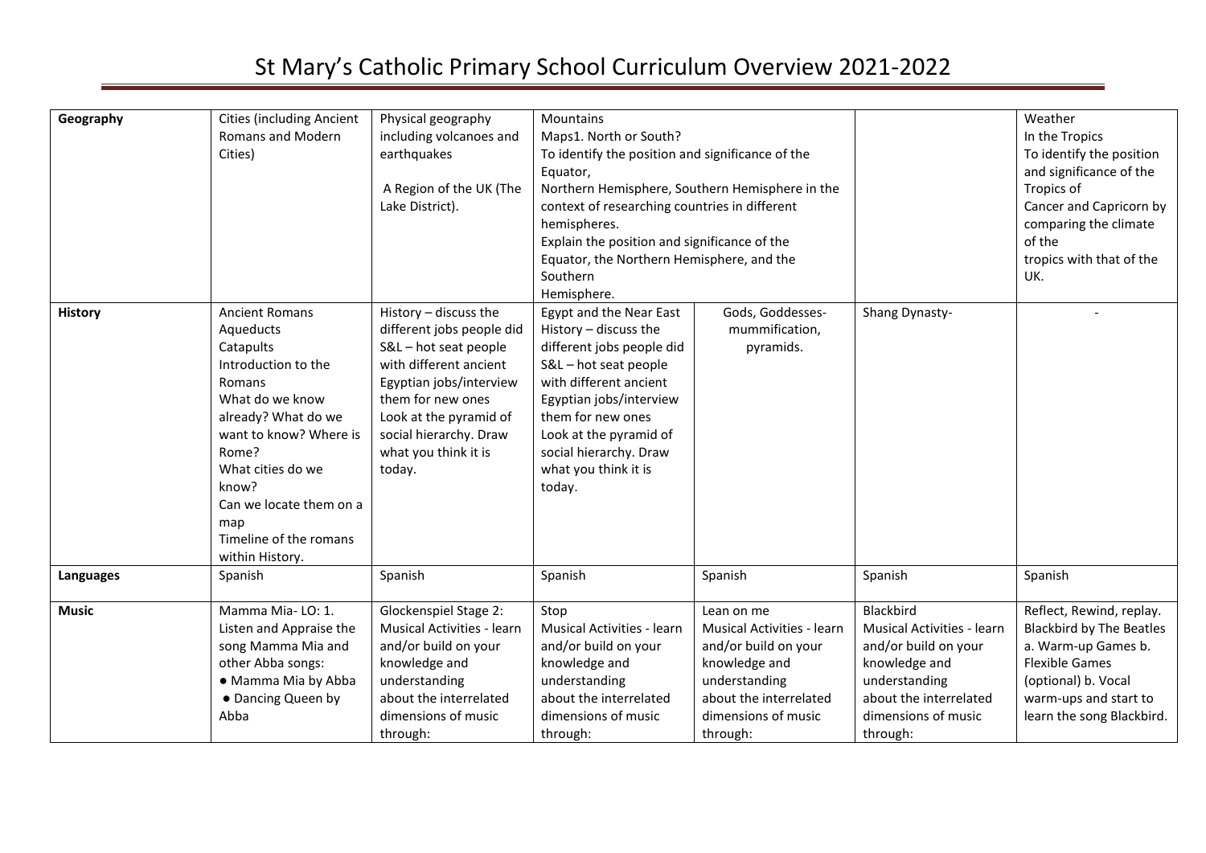# St Mary's Catholic Primary School Curriculum Overview 2021-2022

| | | | | | | |
|---|---|---|---|---|---|---|
| **Geography** | Cities (including Ancient Romans and Modern Cities) | Physical geography including volcanoes and earthquakes<br><br>A Region of the UK (The Lake District). | Mountains<br>Maps1. North or South?<br>To identify the position and significance of the Equator,<br>Northern Hemisphere, Southern Hemisphere in the context of researching countries in different hemispheres.<br>Explain the position and significance of the Equator, the Northern Hemisphere, and the Southern Hemisphere. | | | Weather<br>In the Tropics<br>To identify the position and significance of the Tropics of<br>Cancer and Capricorn by comparing the climate of the<br>tropics with that of the UK. |
| **History** | Ancient Romans<br>Aqueducts<br>Catapults<br>Introduction to the Romans<br>What do we know already? What do we want to know? Where is Rome?<br>What cities do we know?<br>Can we locate them on a map<br>Timeline of the romans within History. | History – discuss the different jobs people did<br>S&L – hot seat people with different ancient Egyptian jobs/interview them for new ones<br>Look at the pyramid of social hierarchy. Draw what you think it is today. | Egypt and the Near East<br>History – discuss the different jobs people did<br>S&L – hot seat people with different ancient Egyptian jobs/interview them for new ones<br>Look at the pyramid of social hierarchy. Draw what you think it is today. | Gods, Goddesses- mummification, pyramids. | Shang Dynasty- | - |
| **Languages** | Spanish | Spanish | Spanish | Spanish | Spanish | Spanish |
| **Music** | Mamma Mia- LO: 1. Listen and Appraise the song Mamma Mia and other Abba songs:<br>● Mamma Mia by Abba<br>● Dancing Queen by Abba | Glockenspiel Stage 2:<br>Musical Activities - learn and/or build on your knowledge and understanding about the interrelated dimensions of music through: | Stop<br>Musical Activities - learn and/or build on your knowledge and understanding about the interrelated dimensions of music through: | Lean on me<br>Musical Activities - learn and/or build on your knowledge and understanding about the interrelated dimensions of music through: | Blackbird<br>Musical Activities - learn and/or build on your knowledge and understanding about the interrelated dimensions of music through: | Reflect, Rewind, replay.<br>Blackbird by The Beatles<br>a. Warm-up Games b. Flexible Games (optional) b. Vocal warm-ups and start to learn the song Blackbird. |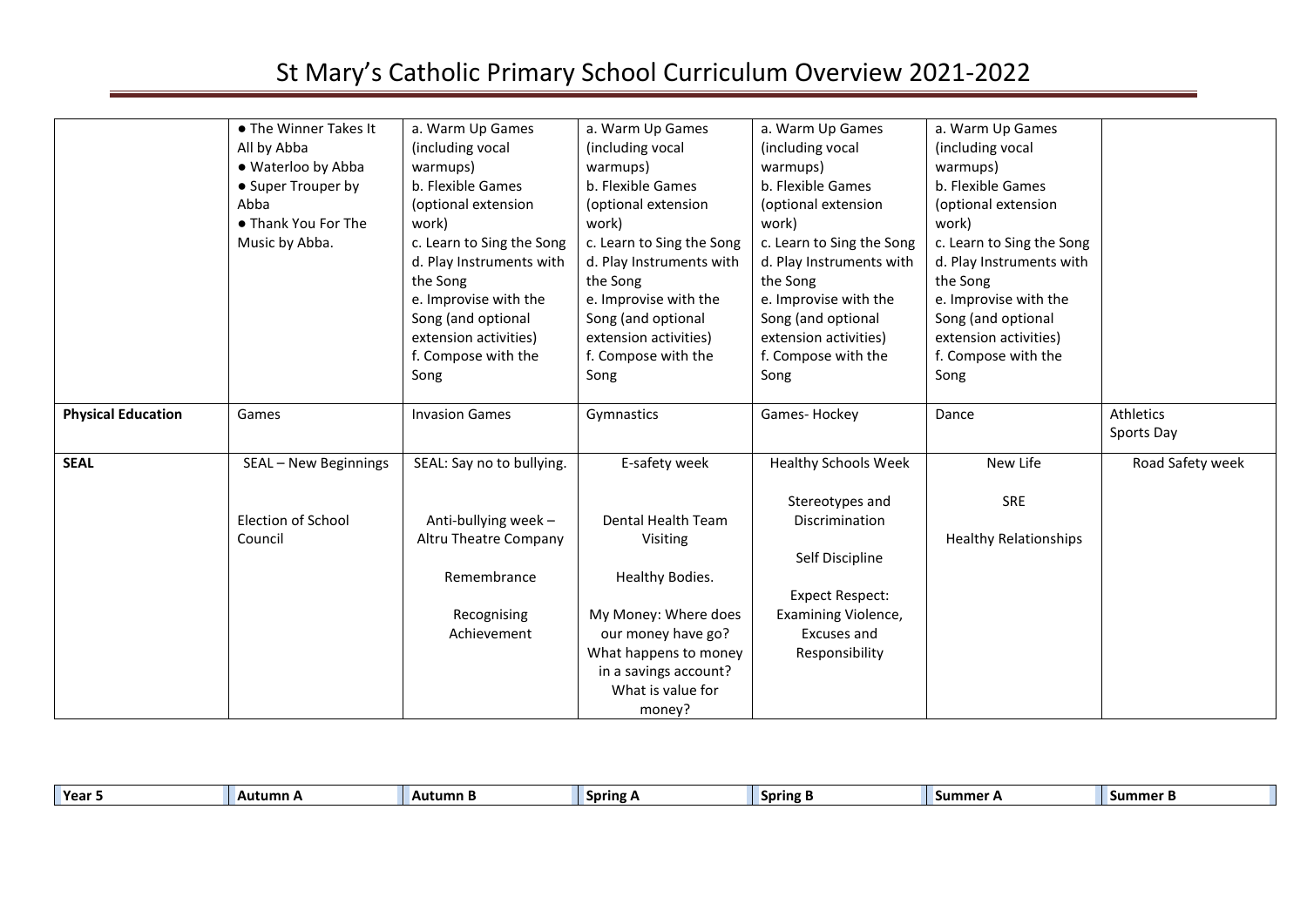# St Mary's Catholic Primary School Curriculum Overview 2021-2022

| | | | | | | |
|---|---|---|---|---|---|---|
| | • The Winner Takes It All by Abba<br>• Waterloo by Abba<br>• Super Trouper by Abba<br>• Thank You For The Music by Abba. | a. Warm Up Games (including vocal warmups)<br>b. Flexible Games (optional extension work)<br>c. Learn to Sing the Song<br>d. Play Instruments with the Song<br>e. Improvise with the Song (and optional extension activities)<br>f. Compose with the Song | a. Warm Up Games (including vocal warmups)<br>b. Flexible Games (optional extension work)<br>c. Learn to Sing the Song<br>d. Play Instruments with the Song<br>e. Improvise with the Song (and optional extension activities)<br>f. Compose with the Song | a. Warm Up Games (including vocal warmups)<br>b. Flexible Games (optional extension work)<br>c. Learn to Sing the Song<br>d. Play Instruments with the Song<br>e. Improvise with the Song (and optional extension activities)<br>f. Compose with the Song | a. Warm Up Games (including vocal warmups)<br>b. Flexible Games (optional extension work)<br>c. Learn to Sing the Song<br>d. Play Instruments with the Song<br>e. Improvise with the Song (and optional extension activities)<br>f. Compose with the Song | |
| **Physical Education** | Games | Invasion Games | Gymnastics | Games- Hockey | Dance | Athletics<br>Sports Day |
| **SEAL** | SEAL – New Beginnings<br><br>Election of School Council | SEAL: Say no to bullying.<br><br>Anti-bullying week – Altru Theatre Company<br><br>Remembrance<br><br>Recognising Achievement | E-safety week<br><br>Dental Health Team Visiting<br><br>Healthy Bodies.<br><br>My Money: Where does our money have go? What happens to money in a savings account? What is value for money? | Healthy Schools Week<br><br>Stereotypes and Discrimination<br><br>Self Discipline<br><br>Expect Respect: Examining Violence, Excuses and Responsibility | New Life<br><br>SRE<br><br>Healthy Relationships | Road Safety week |

| Year 5 | Autumn A | Autumn B | Spring A | Spring B | Summer A | Summer B |
|---|---|---|---|---|---|---|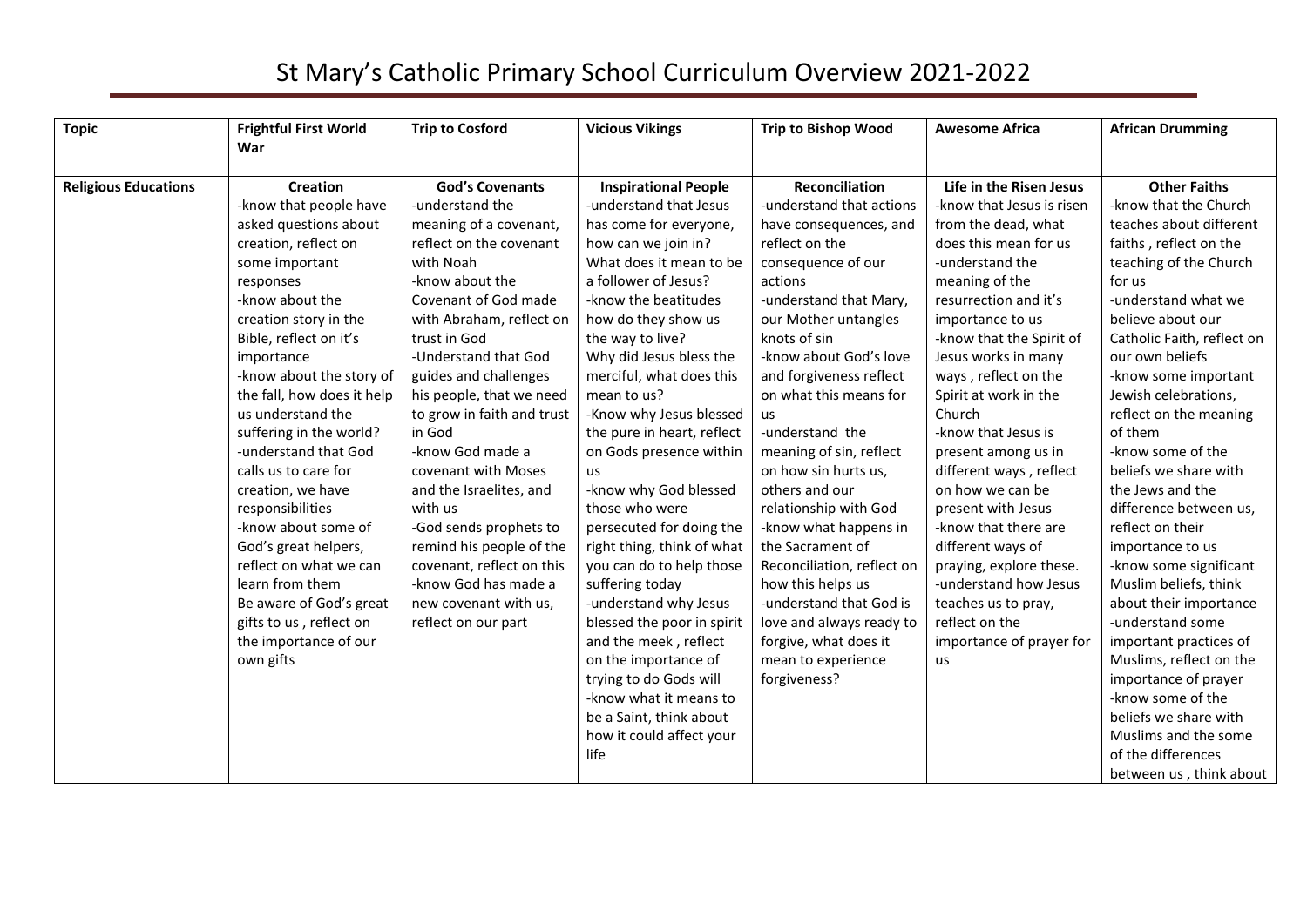# St Mary's Catholic Primary School Curriculum Overview 2021-2022

| Topic | Frightful First World War | Trip to Cosford | Vicious Vikings | Trip to Bishop Wood | Awesome Africa | African Drumming |
|---|---|---|---|---|---|---|
| Religious Educations | **Creation**<br>-know that people have asked questions about creation, reflect on some important responses<br>-know about the creation story in the Bible, reflect on it's importance<br>-know about the story of the fall, how does it help us understand the suffering in the world?<br>-understand that God calls us to care for creation, we have responsibilities<br>-know about some of God's great helpers, reflect on what we can learn from them<br>Be aware of God's great gifts to us , reflect on the importance of our own gifts | **God's Covenants**<br>-understand the meaning of a covenant, reflect on the covenant with Noah<br>-know about the Covenant of God made with Abraham, reflect on trust in God<br>-Understand that God guides and challenges his people, that we need to grow in faith and trust in God<br>-know God made a covenant with Moses and the Israelites, and with us<br>-God sends prophets to remind his people of the covenant, reflect on this<br>-know God has made a new covenant with us, reflect on our part | **Inspirational People**<br>-understand that Jesus has come for everyone, how can we join in? What does it mean to be a follower of Jesus?<br>-know the beatitudes how do they show us the way to live?<br>Why did Jesus bless the merciful, what does this mean to us?<br>-Know why Jesus blessed the pure in heart, reflect on Gods presence within us<br>-know why God blessed those who were persecuted for doing the right thing, think of what you can do to help those suffering today<br>-understand why Jesus blessed the poor in spirit and the meek , reflect on the importance of trying to do Gods will<br>-know what it means to be a Saint, think about how it could affect your life | **Reconciliation**<br>-understand that actions have consequences, and reflect on the consequence of our actions<br>-understand that Mary, our Mother untangles knots of sin<br>-know about God's love and forgiveness reflect on what this means for us<br>-understand the meaning of sin, reflect on how sin hurts us, others and our relationship with God<br>-know what happens in the Sacrament of Reconciliation, reflect on how this helps us<br>-understand that God is love and always ready to forgive, what does it mean to experience forgiveness? | **Life in the Risen Jesus**<br>-know that Jesus is risen from the dead, what does this mean for us<br>-understand the meaning of the resurrection and it's importance to us<br>-know that the Spirit of Jesus works in many ways , reflect on the Spirit at work in the Church<br>-know that Jesus is present among us in different ways , reflect on how we can be present with Jesus<br>-know that there are different ways of praying, explore these.<br>-understand how Jesus teaches us to pray, reflect on the importance of prayer for us | **Other Faiths**<br>-know that the Church teaches about different faiths , reflect on the teaching of the Church for us<br>-understand what we believe about our Catholic Faith, reflect on our own beliefs<br>-know some important Jewish celebrations, reflect on the meaning of them<br>-know some of the beliefs we share with the Jews and the difference between us, reflect on their importance to us<br>-know some significant Muslim beliefs, think about their importance<br>-understand some important practices of Muslims, reflect on the importance of prayer<br>-know some of the beliefs we share with Muslims and the some of the differences between us , think about |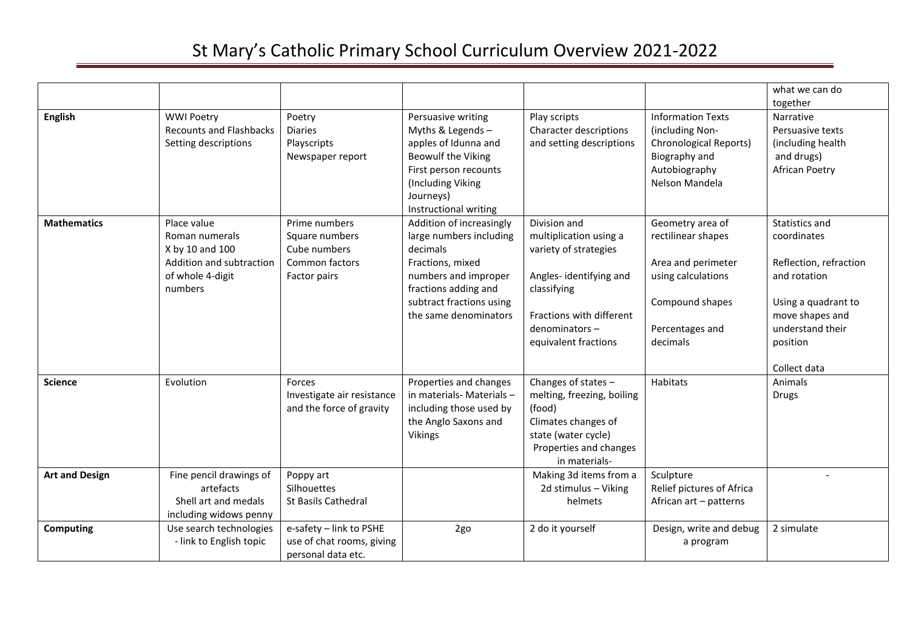# St Mary's Catholic Primary School Curriculum Overview 2021-2022

| | | | | | | |
|---|---|---|---|---|---|---|
| | | | | | | what we can do together |
| **English** | WWI Poetry<br>Recounts and Flashbacks<br>Setting descriptions | Poetry<br>Diaries<br>Playscripts<br>Newspaper report | Persuasive writing<br>Myths & Legends – apples of Idunna and Beowulf the Viking<br>First person recounts (Including Viking Journeys)<br>Instructional writing | Play scripts<br>Character descriptions and setting descriptions | Information Texts (including Non-Chronological Reports)<br>Biography and Autobiography<br>Nelson Mandela | Narrative<br>Persuasive texts (including health and drugs)<br>African Poetry |
| **Mathematics** | Place value<br>Roman numerals<br>X by 10 and 100<br>Addition and subtraction of whole 4-digit numbers | Prime numbers<br>Square numbers<br>Cube numbers<br>Common factors<br>Factor pairs | Addition of increasingly large numbers including decimals<br>Fractions, mixed numbers and improper fractions adding and subtract fractions using the same denominators | Division and multiplication using a variety of strategies<br><br>Angles- identifying and classifying<br><br>Fractions with different denominators – equivalent fractions | Geometry area of rectilinear shapes<br><br>Area and perimeter using calculations<br><br>Compound shapes<br><br>Percentages and decimals | Statistics and coordinates<br><br>Reflection, refraction and rotation<br><br>Using a quadrant to move shapes and understand their position<br><br>Collect data |
| **Science** | Evolution | Forces<br>Investigate air resistance and the force of gravity | Properties and changes in materials- Materials – including those used by the Anglo Saxons and Vikings | Changes of states – melting, freezing, boiling (food)<br>Climates changes of state (water cycle)<br>Properties and changes in materials- | Habitats | Animals<br>Drugs |
| **Art and Design** | Fine pencil drawings of artefacts<br>Shell art and medals including widows penny | Poppy art<br>Silhouettes<br>St Basils Cathedral | | Making 3d items from a 2d stimulus – Viking helmets | Sculpture<br>Relief pictures of Africa<br>African art – patterns | - |
| **Computing** | Use search technologies - link to English topic | e-safety – link to PSHE use of chat rooms, giving personal data etc. | 2go | 2 do it yourself | Design, write and debug a program | 2 simulate |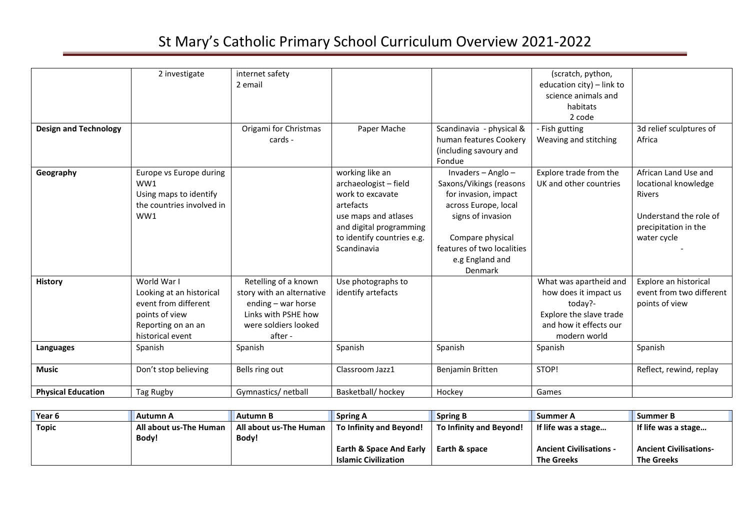# St Mary's Catholic Primary School Curriculum Overview 2021-2022

| | | | | | | |
|---|---|---|---|---|---|---|
| | 2 investigate | internet safety<br>2 email | | | (scratch, python, education city) – link to science animals and habitats<br>2 code | |
| **Design and Technology** | | Origami for Christmas cards - | Paper Mache | Scandinavia - physical & human features Cookery (including savoury and Fondue | - Fish gutting<br>Weaving and stitching | 3d relief sculptures of Africa |
| **Geography** | Europe vs Europe during WW1<br>Using maps to identify the countries involved in WW1 | | working like an archaeologist – field work to excavate artefacts<br>use maps and atlases and digital programming to identify countries e.g. Scandinavia | Invaders – Anglo – Saxons/Vikings (reasons for invasion, impact across Europe, local signs of invasion<br><br>Compare physical features of two localities e.g England and Denmark | Explore trade from the UK and other countries | African Land Use and locational knowledge<br>Rivers<br><br>Understand the role of precipitation in the water cycle<br>- |
| **History** | World War I<br>Looking at an historical event from different points of view<br>Reporting on an an historical event | Retelling of a known story with an alternative ending – war horse<br>Links with PSHE how were soldiers looked after - | Use photographs to identify artefacts | | What was apartheid and how does it impact us today?-<br>Explore the slave trade and how it effects our modern world | Explore an historical event from two different points of view |
| **Languages** | Spanish | Spanish | Spanish | Spanish | Spanish | Spanish |
| **Music** | Don't stop believing | Bells ring out | Classroom Jazz1 | Benjamin Britten | STOP! | Reflect, rewind, replay |
| **Physical Education** | Tag Rugby | Gymnastics/ netball | Basketball/ hockey | Hockey | Games | |

| **Year 6** | **Autumn A** | **Autumn B** | **Spring A** | **Spring B** | **Summer A** | **Summer B** |
|---|---|---|---|---|---|---|
| **Topic** | **All about us-The Human Body!** | **All about us-The Human Body!** | **To Infinity and Beyond!**<br><br>**Earth & Space And Early Islamic Civilization** | **To Infinity and Beyond!**<br><br>**Earth & space** | **If life was a stage…**<br><br>**Ancient Civilisations - The Greeks** | **If life was a stage…**<br><br>**Ancient Civilisations- The Greeks** |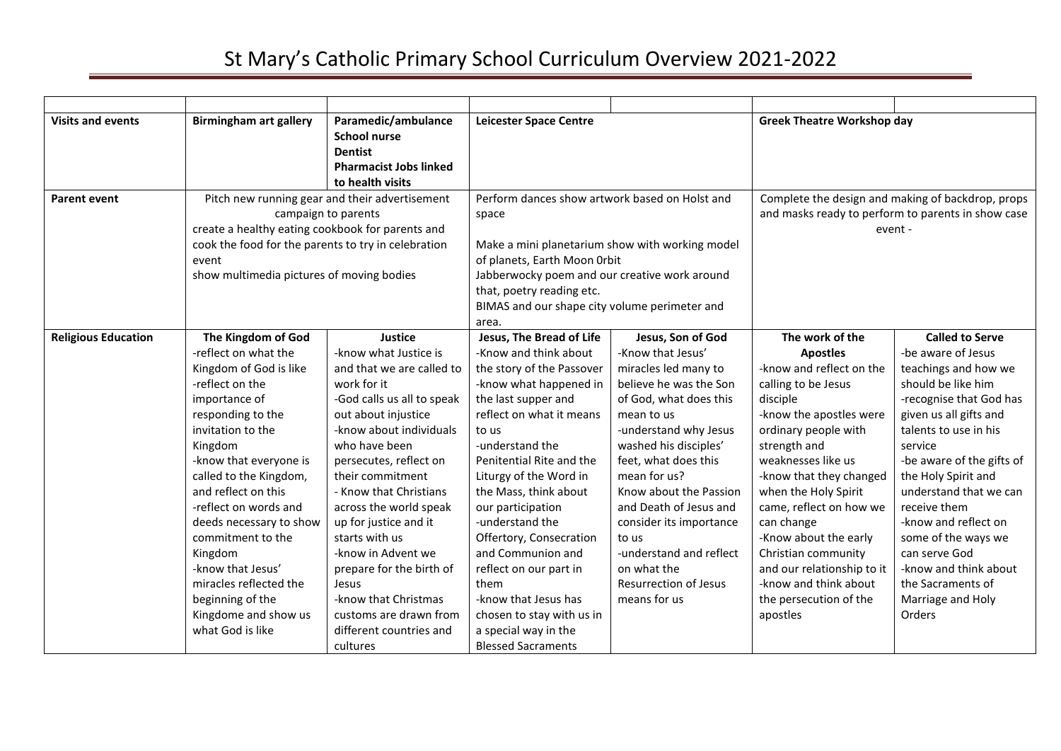# St Mary's Catholic Primary School Curriculum Overview 2021-2022

| | | | | | | |
|---|---|---|---|---|---|---|
| **Visits and events** | **Birmingham art gallery** | **Paramedic/ambulance School nurse Dentist Pharmacist Jobs linked to health visits** | **Leicester Space Centre** | | **Greek Theatre Workshop day** | |
| **Parent event** | Pitch new running gear and their advertisement campaign to parents<br>create a healthy eating cookbook for parents and cook the food for the parents to try in celebration event<br>show multimedia pictures of moving bodies | | Perform dances show artwork based on Holst and space<br><br>Make a mini planetarium show with working model of planets, Earth Moon 0rbit<br>Jabberwocky poem and our creative work around that, poetry reading etc.<br>BIMAS and our shape city volume perimeter and area. | | Complete the design and making of backdrop, props and masks ready to perform to parents in show case event - | |
| **Religious Education** | **The Kingdom of God**<br>-reflect on what the Kingdom of God is like<br>-reflect on the importance of responding to the invitation to the Kingdom<br>-know that everyone is called to the Kingdom, and reflect on this<br>-reflect on words and deeds necessary to show commitment to the Kingdom<br>-know that Jesus' miracles reflected the beginning of the Kingdome and show us what God is like | **Justice**<br>-know what Justice is and that we are called to work for it<br>-God calls us all to speak out about injustice<br>-know about individuals who have been persecutes, reflect on their commitment<br>- Know that Christians across the world speak up for justice and it starts with us<br>-know in Advent we prepare for the birth of Jesus<br>-know that Christmas customs are drawn from different countries and cultures | **Jesus, The Bread of Life**<br>-Know and think about the story of the Passover<br>-know what happened in the last supper and reflect on what it means to us<br>-understand the Penitential Rite and the Liturgy of the Word in the Mass, think about our participation<br>-understand the Offertory, Consecration and Communion and reflect on our part in them<br>-know that Jesus has chosen to stay with us in a special way in the Blessed Sacraments | **Jesus, Son of God**<br>-Know that Jesus' miracles led many to believe he was the Son of God, what does this mean to us<br>-understand why Jesus washed his disciples' feet, what does this mean for us?<br>Know about the Passion and Death of Jesus and consider its importance to us<br>-understand and reflect on what the Resurrection of Jesus means for us | **The work of the Apostles**<br>-know and reflect on the calling to be Jesus disciple<br>-know the apostles were ordinary people with strength and weaknesses like us<br>-know that they changed when the Holy Spirit came, reflect on how we can change<br>-Know about the early Christian community and our relationship to it<br>-know and think about the persecution of the apostles | **Called to Serve**<br>-be aware of Jesus teachings and how we should be like him<br>-recognise that God has given us all gifts and talents to use in his service<br>-be aware of the gifts of the Holy Spirit and understand that we can receive them<br>-know and reflect on some of the ways we can serve God<br>-know and think about the Sacraments of Marriage and Holy Orders |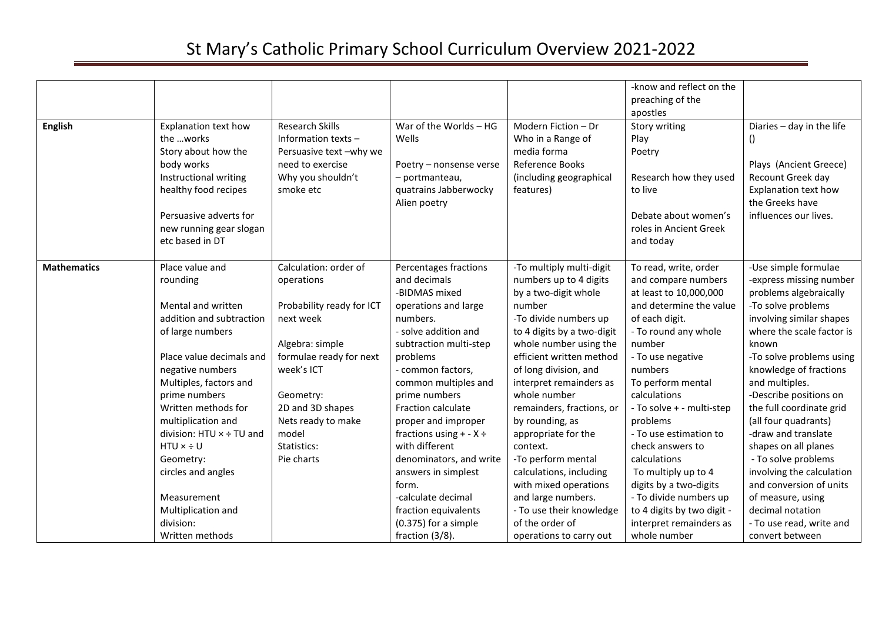# St Mary's Catholic Primary School Curriculum Overview 2021-2022

| | | | | | | |
|---|---|---|---|---|---|---|
| | | | | | -know and reflect on the preaching of the apostles | |
| **English** | Explanation text how the …works<br>Story about how the body works<br>Instructional writing healthy food recipes<br><br>Persuasive adverts for new running gear slogan etc based in DT | Research Skills<br>Information texts –<br>Persuasive text –why we need to exercise<br>Why you shouldn't smoke etc | War of the Worlds – HG Wells<br><br>Poetry – nonsense verse – portmanteau, quatrains Jabberwocky Alien poetry | Modern Fiction – Dr Who in a Range of media forma<br>Reference Books (including geographical features) | Story writing<br>Play<br>Poetry<br><br>Research how they used to live<br><br>Debate about women's roles in Ancient Greek and today | Diaries – day in the life ()<br><br>Plays (Ancient Greece)<br>Recount Greek day<br>Explanation text how the Greeks have influences our lives. |
| **Mathematics** | Place value and rounding<br><br>Mental and written addition and subtraction of large numbers<br><br>Place value decimals and negative numbers<br>Multiples, factors and prime numbers<br>Written methods for multiplication and division: HTU × ÷ TU and HTU × ÷ U<br>Geometry:<br>circles and angles<br><br>Measurement<br>Multiplication and division:<br>Written methods | Calculation: order of operations<br><br>Probability ready for ICT next week<br><br>Algebra: simple formulae ready for next week's ICT<br><br>Geometry:<br>2D and 3D shapes<br>Nets ready to make model<br>Statistics:<br>Pie charts | Percentages fractions and decimals<br>-BIDMAS mixed operations and large numbers.<br>- solve addition and subtraction multi-step problems<br>- common factors, common multiples and prime numbers<br>Fraction calculate proper and improper fractions using + - X ÷ with different denominators, and write answers in simplest form.<br>-calculate decimal fraction equivalents (0.375) for a simple fraction (3/8). | -To multiply multi-digit numbers up to 4 digits by a two-digit whole number<br>-To divide numbers up to 4 digits by a two-digit whole number using the efficient written method of long division, and interpret remainders as whole number remainders, fractions, or by rounding, as appropriate for the context.<br>-To perform mental calculations, including with mixed operations and large numbers.<br>- To use their knowledge of the order of operations to carry out | To read, write, order and compare numbers at least to 10,000,000 and determine the value of each digit.<br>- To round any whole number<br>- To use negative numbers<br>To perform mental calculations<br>- To solve + - multi-step problems<br>- To use estimation to check answers to calculations<br>To multiply up to 4 digits by a two-digits<br>- To divide numbers up to 4 digits by two digit - interpret remainders as whole number | -Use simple formulae<br>-express missing number problems algebraically<br>-To solve problems involving similar shapes where the scale factor is known<br>-To solve problems using knowledge of fractions and multiples.<br>-Describe positions on the full coordinate grid (all four quadrants)<br>-draw and translate shapes on all planes<br>- To solve problems involving the calculation and conversion of units of measure, using decimal notation<br>- To use read, write and convert between |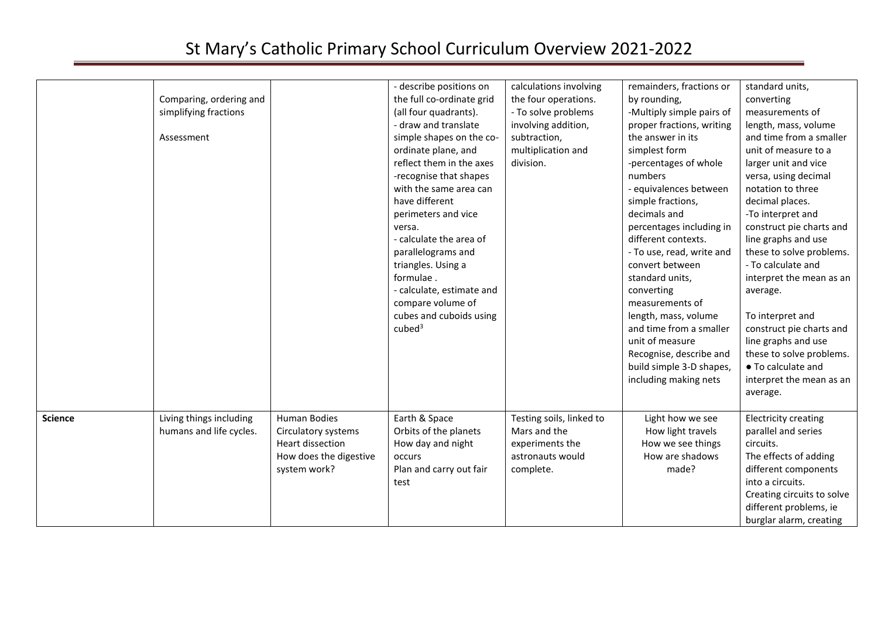# St Mary's Catholic Primary School Curriculum Overview 2021-2022

| | | | | | | |
|---|---|---|---|---|---|---|
| | Comparing, ordering and simplifying fractions<br><br>Assessment | | - describe positions on the full co-ordinate grid (all four quadrants).<br>- draw and translate simple shapes on the co-ordinate plane, and reflect them in the axes<br>-recognise that shapes with the same area can have different perimeters and vice versa.<br>- calculate the area of parallelograms and triangles. Using a formulae .<br>- calculate, estimate and compare volume of cubes and cuboids using cubed$^3$ | calculations involving the four operations.<br>- To solve problems involving addition, subtraction, multiplication and division. | remainders, fractions or by rounding,<br>-Multiply simple pairs of proper fractions, writing the answer in its simplest form<br>-percentages of whole numbers<br>- equivalences between simple fractions, decimals and percentages including in different contexts.<br>- To use, read, write and convert between standard units, converting measurements of length, mass, volume and time from a smaller unit of measure<br>Recognise, describe and build simple 3-D shapes, including making nets | standard units, converting measurements of length, mass, volume and time from a smaller unit of measure to a larger unit and vice versa, using decimal notation to three decimal places.<br>-To interpret and construct pie charts and line graphs and use these to solve problems.<br>- To calculate and interpret the mean as an average.<br><br>To interpret and construct pie charts and line graphs and use these to solve problems.<br>● To calculate and interpret the mean as an average. |
| **Science** | Living things including humans and life cycles. | Human Bodies<br>Circulatory systems<br>Heart dissection<br>How does the digestive system work? | Earth & Space<br>Orbits of the planets<br>How day and night occurs<br>Plan and carry out fair test | Testing soils, linked to Mars and the experiments the astronauts would complete. | Light how we see<br>How light travels<br>How we see things<br>How are shadows made? | Electricity creating parallel and series circuits.<br>The effects of adding different components into a circuits.<br>Creating circuits to solve different problems, ie burglar alarm, creating |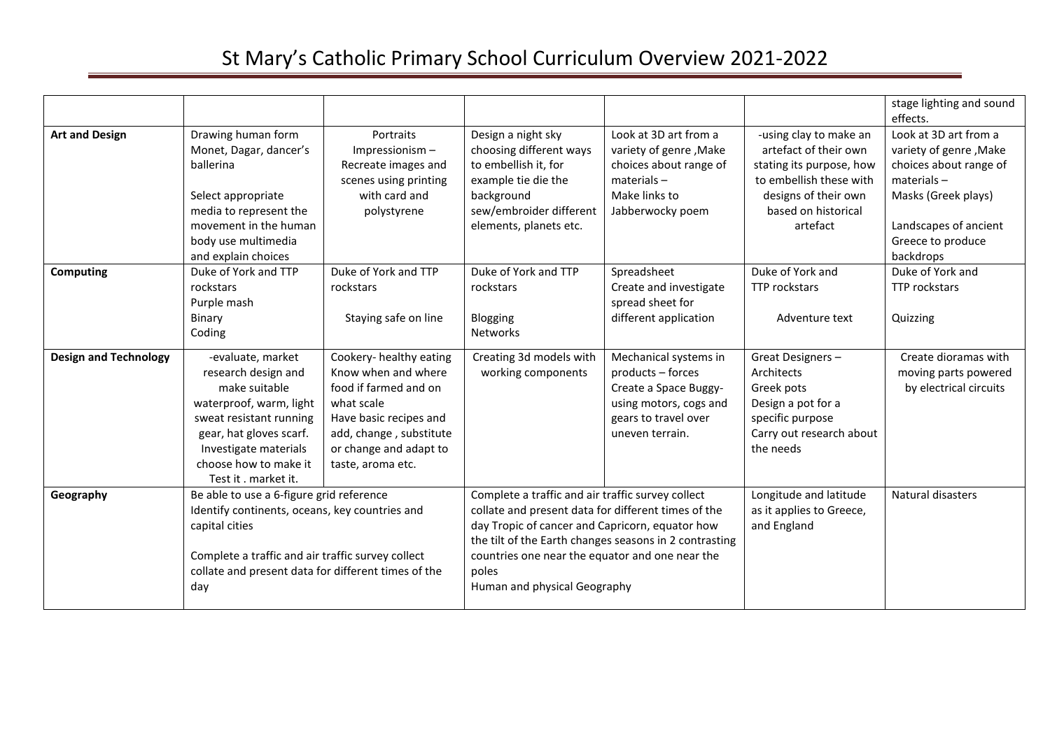# St Mary's Catholic Primary School Curriculum Overview 2021-2022

| | | | | | | |
|---|---|---|---|---|---|---|
| | | | | | | stage lighting and sound effects. |
| **Art and Design** | Drawing human form Monet, Dagar, dancer's ballerina<br><br>Select appropriate media to represent the movement in the human body use multimedia and explain choices | Portraits Impressionism – Recreate images and scenes using printing with card and polystyrene | Design a night sky choosing different ways to embellish it, for example tie die the background sew/embroider different elements, planets etc. | Look at 3D art from a variety of genre ,Make choices about range of materials – Make links to Jabberwocky poem | -using clay to make an artefact of their own stating its purpose, how to embellish these with designs of their own based on historical artefact | Look at 3D art from a variety of genre ,Make choices about range of materials – Masks (Greek plays)<br><br>Landscapes of ancient Greece to produce backdrops |
| **Computing** | Duke of York and TTP rockstars<br>Purple mash<br>Binary<br>Coding | Duke of York and TTP rockstars<br><br>Staying safe on line | Duke of York and TTP rockstars<br><br>Blogging<br>Networks | Spreadsheet<br>Create and investigate spread sheet for different application | Duke of York and TTP rockstars<br><br>Adventure text | Duke of York and TTP rockstars<br><br>Quizzing |
| **Design and Technology** | -evaluate, market research design and make suitable waterproof, warm, light sweat resistant running gear, hat gloves scarf. Investigate materials choose how to make it Test it . market it. | Cookery- healthy eating Know when and where food if farmed and on what scale Have basic recipes and add, change , substitute or change and adapt to taste, aroma etc. | Creating 3d models with working components | Mechanical systems in products – forces Create a Space Buggy- using motors, cogs and gears to travel over uneven terrain. | Great Designers – Architects<br>Greek pots<br>Design a pot for a specific purpose<br>Carry out research about the needs | Create dioramas with moving parts powered by electrical circuits |
| **Geography** | Be able to use a 6-figure grid reference<br>Identify continents, oceans, key countries and capital cities<br><br>Complete a traffic and air traffic survey collect collate and present data for different times of the day | | Complete a traffic and air traffic survey collect collate and present data for different times of the day Tropic of cancer and Capricorn, equator how the tilt of the Earth changes seasons in 2 contrasting countries one near the equator and one near the poles<br>Human and physical Geography | | Longitude and latitude as it applies to Greece, and England | Natural disasters |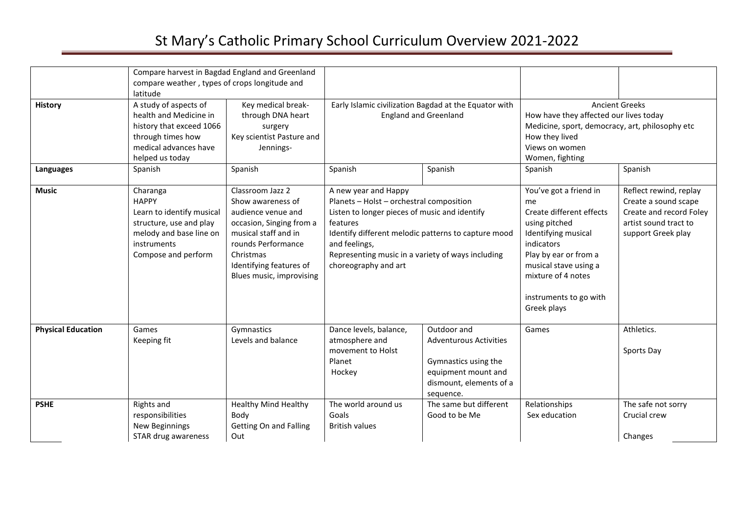# St Mary's Catholic Primary School Curriculum Overview 2021-2022

| | | | | | | |
|---|---|---|---|---|---|---|
| | Compare harvest in Bagdad England and Greenland compare weather , types of crops longitude and latitude | | | | | |
| **History** | A study of aspects of health and Medicine in history that exceed 1066 through times how medical advances have helped us today | Key medical break-through DNA heart surgery<br>Key scientist Pasture and Jennings- | Early Islamic civilization Bagdad at the Equator with England and Greenland | | Ancient Greeks<br>How have they affected our lives today<br>Medicine, sport, democracy, art, philosophy etc<br>How they lived<br>Views on women<br>Women, fighting | |
| **Languages** | Spanish | Spanish | Spanish | Spanish | Spanish | Spanish |
| **Music** | Charanga<br>HAPPY<br>Learn to identify musical structure, use and play melody and base line on instruments<br>Compose and perform | Classroom Jazz 2<br>Show awareness of audience venue and occasion, Singing from a musical staff and in rounds Performance Christmas<br>Identifying features of Blues music, improvising | A new year and Happy<br>Planets – Holst – orchestral composition<br>Listen to longer pieces of music and identify features<br>Identify different melodic patterns to capture mood and feelings,<br>Representing music in a variety of ways including choreography and art | | You've got a friend in me<br>Create different effects using pitched<br>Identifying musical indicators<br>Play by ear or from a musical stave using a mixture of 4 notes<br><br>instruments to go with Greek plays | Reflect rewind, replay<br>Create a sound scape<br>Create and record Foley artist sound tract to support Greek play |
| **Physical Education** | Games<br>Keeping fit | Gymnastics<br>Levels and balance | Dance levels, balance, atmosphere and movement to Holst Planet<br>Hockey | Outdoor and Adventurous Activities<br><br>Gymnastics using the equipment mount and dismount, elements of a sequence. | Games | Athletics.<br><br>Sports Day |
| **PSHE** | Rights and responsibilities<br>New Beginnings<br>STAR drug awareness | Healthy Mind Healthy Body<br>Getting On and Falling Out | The world around us<br>Goals<br>British values | The same but different<br>Good to be Me | Relationships<br>Sex education | The safe not sorry<br>Crucial crew<br><br>Changes |